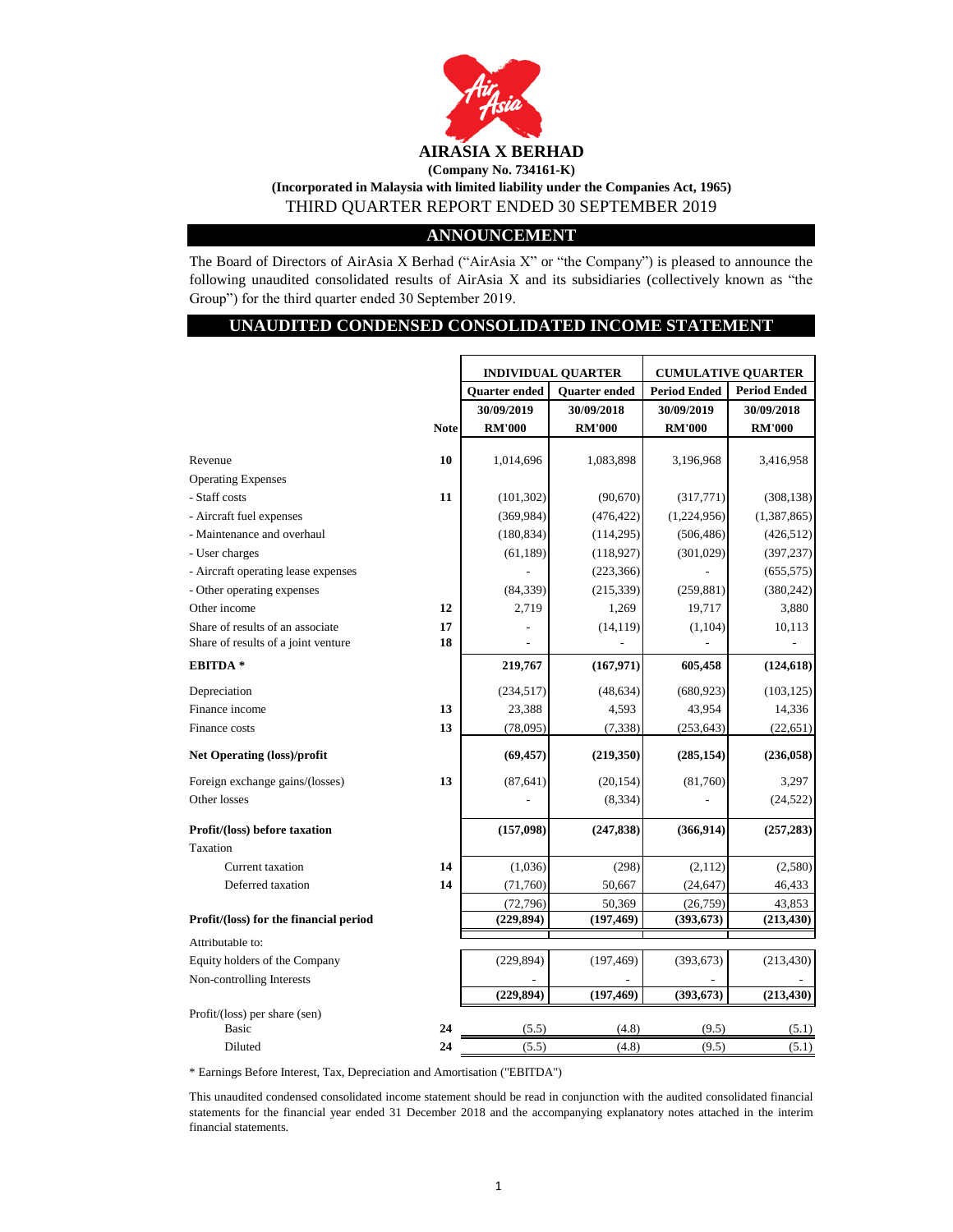# AIRASIA X BERHAD

**(Company No. 734161-K)**

**(Incorporated in Malaysia with limited liability under the Companies Act, 1965)**

THIRD QUARTER REPORT ENDED 30 SEPTEMBER 2019

## ANNOUNCEMENT

The Board of Directors of AirAsia X Berhad ("AirAsia X" or "the Company") is pleased to announce the following unaudited consolidated results of AirAsia X and its subsidiaries (collectively known as "the Group") for the third quarter ended 30 September 2019.

## UNAUDITED CONDENSED CONSOLIDATED INCOME STATEMENT

| | | INDIVIDUAL QUARTER | | CUMULATIVE QUARTER | |
|---|---|---|---|---|---|
| | | Quarter ended | Quarter ended | Period Ended | Period Ended |
| | | 30/09/2019 | 30/09/2018 | 30/09/2019 | 30/09/2018 |
| | Note | RM'000 | RM'000 | RM'000 | RM'000 |
| Revenue | 10 | 1,014,696 | 1,083,898 | 3,196,968 | 3,416,958 |
| Operating Expenses | | | | | |
| - Staff costs | 11 | (101,302) | (90,670) | (317,771) | (308,138) |
| - Aircraft fuel expenses | | (369,984) | (476,422) | (1,224,956) | (1,387,865) |
| - Maintenance and overhaul | | (180,834) | (114,295) | (506,486) | (426,512) |
| - User charges | | (61,189) | (118,927) | (301,029) | (397,237) |
| - Aircraft operating lease expenses | | - | (223,366) | - | (655,575) |
| - Other operating expenses | | (84,339) | (215,339) | (259,881) | (380,242) |
| Other income | 12 | 2,719 | 1,269 | 19,717 | 3,880 |
| Share of results of an associate | 17 | - | (14,119) | (1,104) | 10,113 |
| Share of results of a joint venture | 18 | - | - | - | - |
| **EBITDA \*** | | **219,767** | **(167,971)** | **605,458** | **(124,618)** |
| Depreciation | | (234,517) | (48,634) | (680,923) | (103,125) |
| Finance income | 13 | 23,388 | 4,593 | 43,954 | 14,336 |
| Finance costs | 13 | (78,095) | (7,338) | (253,643) | (22,651) |
| **Net Operating (loss)/profit** | | **(69,457)** | **(219,350)** | **(285,154)** | **(236,058)** |
| Foreign exchange gains/(losses) | 13 | (87,641) | (20,154) | (81,760) | 3,297 |
| Other losses | | - | (8,334) | - | (24,522) |
| **Profit/(loss) before taxation** | | **(157,098)** | **(247,838)** | **(366,914)** | **(257,283)** |
| Taxation | | | | | |
| Current taxation | 14 | (1,036) | (298) | (2,112) | (2,580) |
| Deferred taxation | 14 | (71,760) | 50,667 | (24,647) | 46,433 |
| | | (72,796) | 50,369 | (26,759) | 43,853 |
| **Profit/(loss) for the financial period** | | **(229,894)** | **(197,469)** | **(393,673)** | **(213,430)** |
| Attributable to: | | | | | |
| Equity holders of the Company | | (229,894) | (197,469) | (393,673) | (213,430) |
| Non-controlling Interests | | - | - | - | - |
| | | **(229,894)** | **(197,469)** | **(393,673)** | **(213,430)** |
| Profit/(loss) per share (sen) | | | | | |
| Basic | 24 | (5.5) | (4.8) | (9.5) | (5.1) |
| Diluted | 24 | (5.5) | (4.8) | (9.5) | (5.1) |

\* Earnings Before Interest, Tax, Depreciation and Amortisation ("EBITDA")

This unaudited condensed consolidated income statement should be read in conjunction with the audited consolidated financial statements for the financial year ended 31 December 2018 and the accompanying explanatory notes attached in the interim financial statements.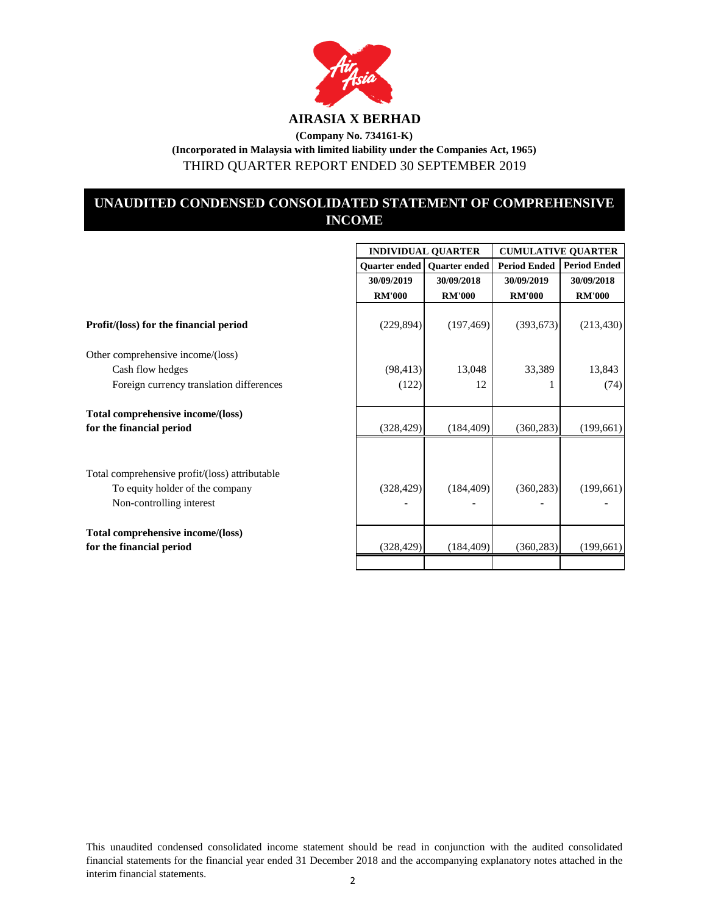# AIRASIA X BERHAD

**(Company No. 734161-K)**

**(Incorporated in Malaysia with limited liability under the Companies Act, 1965)**

THIRD QUARTER REPORT ENDED 30 SEPTEMBER 2019

## UNAUDITED CONDENSED CONSOLIDATED STATEMENT OF COMPREHENSIVE INCOME

| | INDIVIDUAL QUARTER | | CUMULATIVE QUARTER | |
|---|---|---|---|---|
| | Quarter ended | Quarter ended | Period Ended | Period Ended |
| | 30/09/2019 | 30/09/2018 | 30/09/2019 | 30/09/2018 |
| | RM'000 | RM'000 | RM'000 | RM'000 |
| **Profit/(loss) for the financial period** | (229,894) | (197,469) | (393,673) | (213,430) |
| Other comprehensive income/(loss) | | | | |
| Cash flow hedges | (98,413) | 13,048 | 33,389 | 13,843 |
| Foreign currency translation differences | (122) | 12 | 1 | (74) |
| **Total comprehensive income/(loss) for the financial period** | (328,429) | (184,409) | (360,283) | (199,661) |
| Total comprehensive profit/(loss) attributable | | | | |
| To equity holder of the company | (328,429) | (184,409) | (360,283) | (199,661) |
| Non-controlling interest | - | - | - | - |
| **Total comprehensive income/(loss) for the financial period** | (328,429) | (184,409) | (360,283) | (199,661) |

This unaudited condensed consolidated income statement should be read in conjunction with the audited consolidated financial statements for the financial year ended 31 December 2018 and the accompanying explanatory notes attached in the interim financial statements.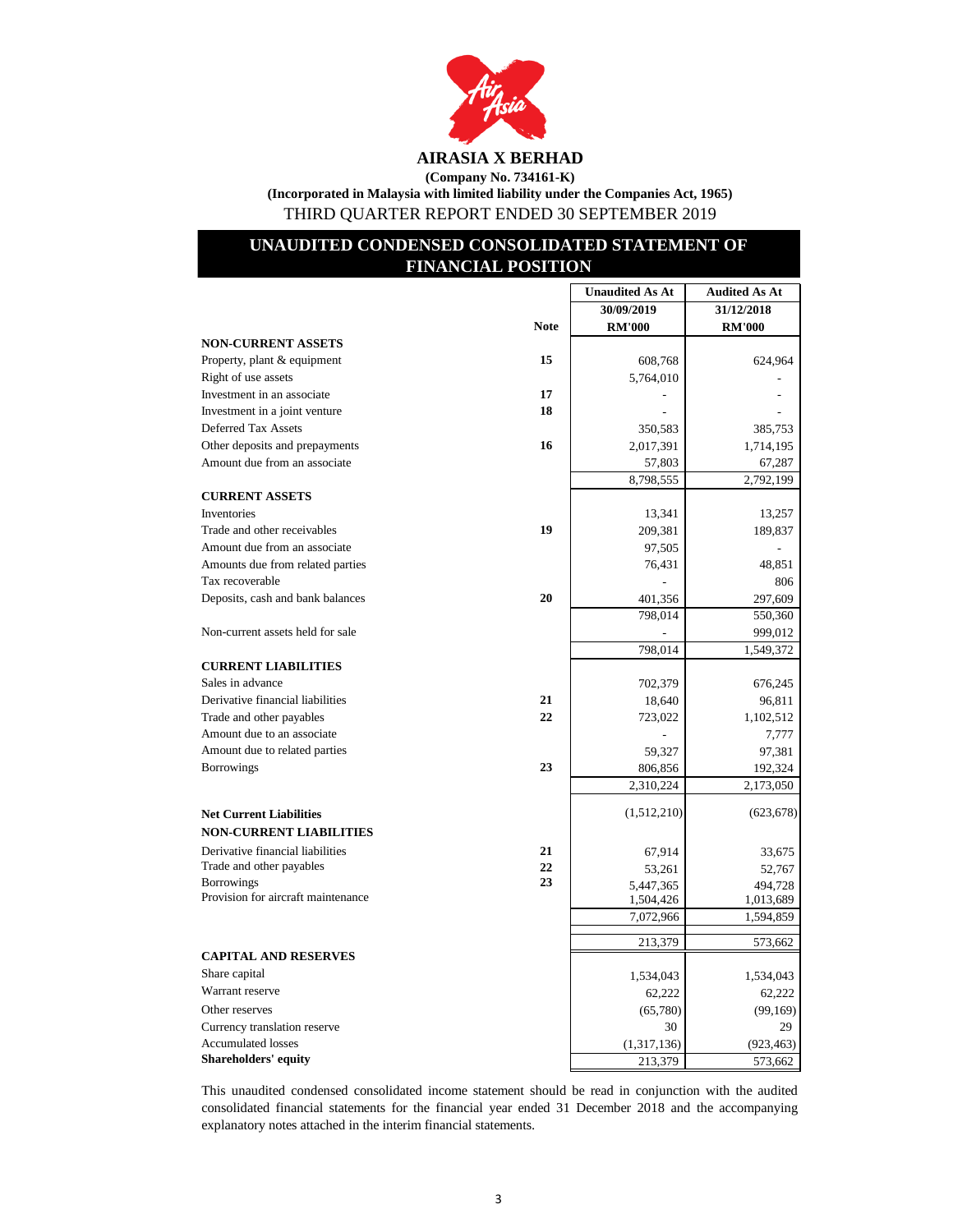# AIRASIA X BERHAD

**(Company No. 734161-K)**

**(Incorporated in Malaysia with limited liability under the Companies Act, 1965)**

THIRD QUARTER REPORT ENDED 30 SEPTEMBER 2019

## UNAUDITED CONDENSED CONSOLIDATED STATEMENT OF FINANCIAL POSITION

| | Note | Unaudited As At 30/09/2019 RM'000 | Audited As At 31/12/2018 RM'000 |
|---|---|---|---|
| **NON-CURRENT ASSETS** | | | |
| Property, plant & equipment | 15 | 608,768 | 624,964 |
| Right of use assets | | 5,764,010 | - |
| Investment in an associate | 17 | - | - |
| Investment in a joint venture | 18 | - | - |
| Deferred Tax Assets | | 350,583 | 385,753 |
| Other deposits and prepayments | 16 | 2,017,391 | 1,714,195 |
| Amount due from an associate | | 57,803 | 67,287 |
| | | 8,798,555 | 2,792,199 |
| **CURRENT ASSETS** | | | |
| Inventories | | 13,341 | 13,257 |
| Trade and other receivables | 19 | 209,381 | 189,837 |
| Amount due from an associate | | 97,505 | - |
| Amounts due from related parties | | 76,431 | 48,851 |
| Tax recoverable | | - | 806 |
| Deposits, cash and bank balances | 20 | 401,356 | 297,609 |
| | | 798,014 | 550,360 |
| Non-current assets held for sale | | - | 999,012 |
| | | 798,014 | 1,549,372 |
| **CURRENT LIABILITIES** | | | |
| Sales in advance | | 702,379 | 676,245 |
| Derivative financial liabilities | 21 | 18,640 | 96,811 |
| Trade and other payables | 22 | 723,022 | 1,102,512 |
| Amount due to an associate | | - | 7,777 |
| Amount due to related parties | | 59,327 | 97,381 |
| Borrowings | 23 | 806,856 | 192,324 |
| | | 2,310,224 | 2,173,050 |
| **Net Current Liabilities** | | (1,512,210) | (623,678) |
| **NON-CURRENT LIABILITIES** | | | |
| Derivative financial liabilities | 21 | 67,914 | 33,675 |
| Trade and other payables | 22 | 53,261 | 52,767 |
| Borrowings | 23 | 5,447,365 | 494,728 |
| Provision for aircraft maintenance | | 1,504,426 | 1,013,689 |
| | | 7,072,966 | 1,594,859 |
| | | 213,379 | 573,662 |
| **CAPITAL AND RESERVES** | | | |
| Share capital | | 1,534,043 | 1,534,043 |
| Warrant reserve | | 62,222 | 62,222 |
| Other reserves | | (65,780) | (99,169) |
| Currency translation reserve | | 30 | 29 |
| Accumulated losses | | (1,317,136) | (923,463) |
| **Shareholders' equity** | | 213,379 | 573,662 |

This unaudited condensed consolidated income statement should be read in conjunction with the audited consolidated financial statements for the financial year ended 31 December 2018 and the accompanying explanatory notes attached in the interim financial statements.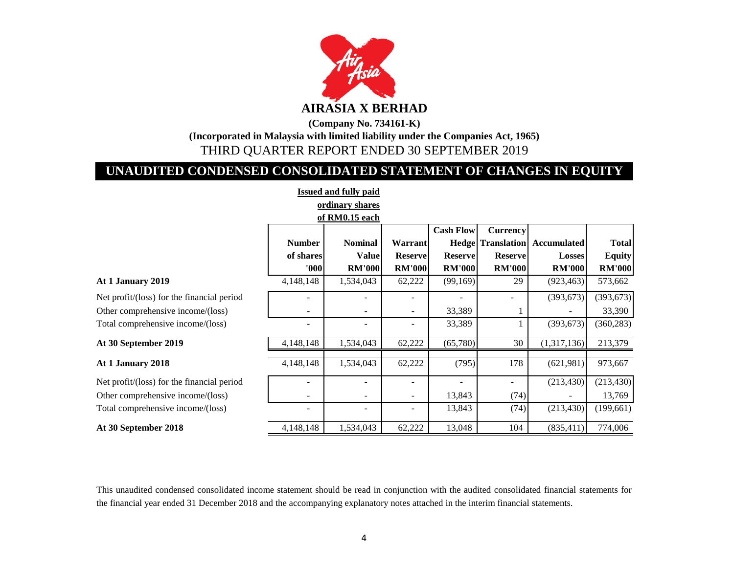**AIRASIA X BERHAD**

**(Company No. 734161-K)**

**(Incorporated in Malaysia with limited liability under the Companies Act, 1965)**

THIRD QUARTER REPORT ENDED 30 SEPTEMBER 2019

# UNAUDITED CONDENSED CONSOLIDATED STATEMENT OF CHANGES IN EQUITY

| | Issued and fully paid ordinary shares of RM0.15 each | | | | | | |
|---|---|---|---|---|---|---|---|
| | **Number of shares '000** | **Nominal Value RM'000** | **Warrant Reserve RM'000** | **Cash Flow Hedge Reserve RM'000** | **Currency Translation Reserve RM'000** | **Accumulated Losses RM'000** | **Total Equity RM'000** |
| **At 1 January 2019** | 4,148,148 | 1,534,043 | 62,222 | (99,169) | 29 | (923,463) | 573,662 |
| Net profit/(loss) for the financial period | - | - | - | - | - | (393,673) | (393,673) |
| Other comprehensive income/(loss) | - | - | - | 33,389 | 1 | - | 33,390 |
| Total comprehensive income/(loss) | - | - | - | 33,389 | 1 | (393,673) | (360,283) |
| **At 30 September 2019** | 4,148,148 | 1,534,043 | 62,222 | (65,780) | 30 | (1,317,136) | 213,379 |
| **At 1 January 2018** | 4,148,148 | 1,534,043 | 62,222 | (795) | 178 | (621,981) | 973,667 |
| Net profit/(loss) for the financial period | - | - | - | - | - | (213,430) | (213,430) |
| Other comprehensive income/(loss) | - | - | - | 13,843 | (74) | - | 13,769 |
| Total comprehensive income/(loss) | - | - | - | 13,843 | (74) | (213,430) | (199,661) |
| **At 30 September 2018** | 4,148,148 | 1,534,043 | 62,222 | 13,048 | 104 | (835,411) | 774,006 |

This unaudited condensed consolidated income statement should be read in conjunction with the audited consolidated financial statements for the financial year ended 31 December 2018 and the accompanying explanatory notes attached in the interim financial statements.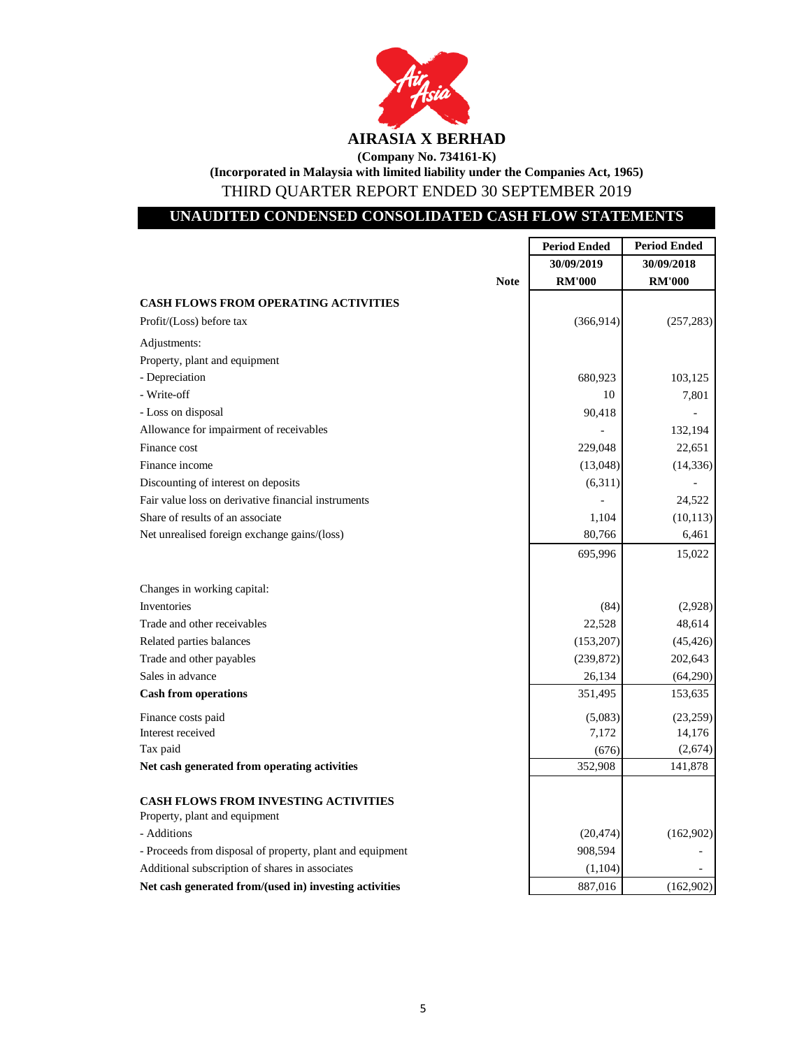# AIRASIA X BERHAD

**(Company No. 734161-K)**

**(Incorporated in Malaysia with limited liability under the Companies Act, 1965)**

THIRD QUARTER REPORT ENDED 30 SEPTEMBER 2019

## UNAUDITED CONDENSED CONSOLIDATED CASH FLOW STATEMENTS

| | Note | Period Ended 30/09/2019 RM'000 | Period Ended 30/09/2018 RM'000 |
|---|---|---|---|
| **CASH FLOWS FROM OPERATING ACTIVITIES** | | | |
| Profit/(Loss) before tax | | (366,914) | (257,283) |
| Adjustments: | | | |
| Property, plant and equipment | | | |
| - Depreciation | | 680,923 | 103,125 |
| - Write-off | | 10 | 7,801 |
| - Loss on disposal | | 90,418 | - |
| Allowance for impairment of receivables | | - | 132,194 |
| Finance cost | | 229,048 | 22,651 |
| Finance income | | (13,048) | (14,336) |
| Discounting of interest on deposits | | (6,311) | - |
| Fair value loss on derivative financial instruments | | - | 24,522 |
| Share of results of an associate | | 1,104 | (10,113) |
| Net unrealised foreign exchange gains/(loss) | | 80,766 | 6,461 |
| | | 695,996 | 15,022 |
| Changes in working capital: | | | |
| Inventories | | (84) | (2,928) |
| Trade and other receivables | | 22,528 | 48,614 |
| Related parties balances | | (153,207) | (45,426) |
| Trade and other payables | | (239,872) | 202,643 |
| Sales in advance | | 26,134 | (64,290) |
| **Cash from operations** | | 351,495 | 153,635 |
| Finance costs paid | | (5,083) | (23,259) |
| Interest received | | 7,172 | 14,176 |
| Tax paid | | (676) | (2,674) |
| **Net cash generated from operating activities** | | 352,908 | 141,878 |
| **CASH FLOWS FROM INVESTING ACTIVITIES** | | | |
| Property, plant and equipment | | | |
| - Additions | | (20,474) | (162,902) |
| - Proceeds from disposal of property, plant and equipment | | 908,594 | - |
| Additional subscription of shares in associates | | (1,104) | - |
| **Net cash generated from/(used in) investing activities** | | 887,016 | (162,902) |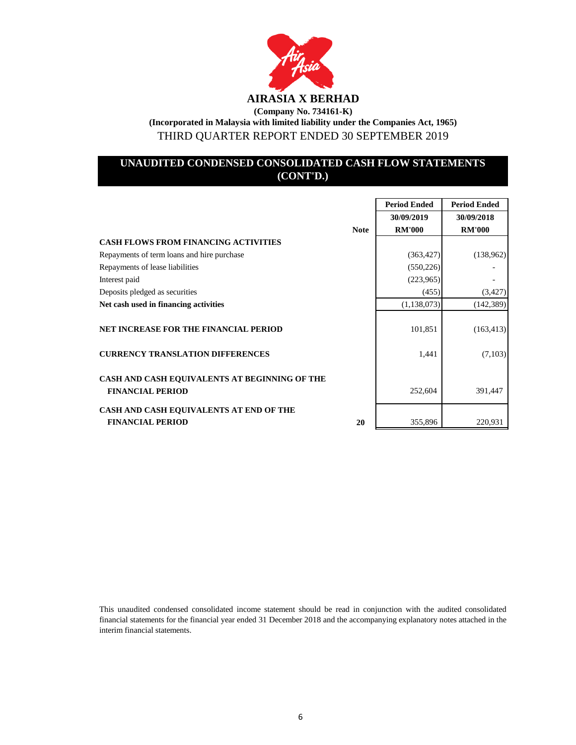# AIRASIA X BERHAD

**(Company No. 734161-K)**

**(Incorporated in Malaysia with limited liability under the Companies Act, 1965)**

THIRD QUARTER REPORT ENDED 30 SEPTEMBER 2019

## UNAUDITED CONDENSED CONSOLIDATED CASH FLOW STATEMENTS (CONT'D.)

| | Note | Period Ended 30/09/2019 RM'000 | Period Ended 30/09/2018 RM'000 |
|---|---|---|---|
| **CASH FLOWS FROM FINANCING ACTIVITIES** | | | |
| Repayments of term loans and hire purchase | | (363,427) | (138,962) |
| Repayments of lease liabilities | | (550,226) | - |
| Interest paid | | (223,965) | - |
| Deposits pledged as securities | | (455) | (3,427) |
| **Net cash used in financing activities** | | (1,138,073) | (142,389) |
| **NET INCREASE FOR THE FINANCIAL PERIOD** | | 101,851 | (163,413) |
| **CURRENCY TRANSLATION DIFFERENCES** | | 1,441 | (7,103) |
| **CASH AND CASH EQUIVALENTS AT BEGINNING OF THE FINANCIAL PERIOD** | | 252,604 | 391,447 |
| **CASH AND CASH EQUIVALENTS AT END OF THE FINANCIAL PERIOD** | 20 | 355,896 | 220,931 |

This unaudited condensed consolidated income statement should be read in conjunction with the audited consolidated financial statements for the financial year ended 31 December 2018 and the accompanying explanatory notes attached in the interim financial statements.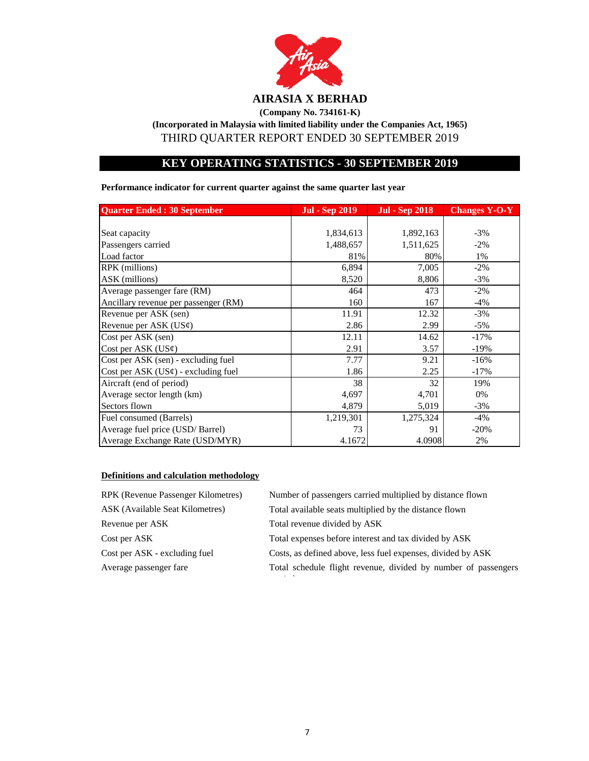**AIRASIA X BERHAD**

**(Company No. 734161-K)**

**(Incorporated in Malaysia with limited liability under the Companies Act, 1965)**

THIRD QUARTER REPORT ENDED 30 SEPTEMBER 2019

## KEY OPERATING STATISTICS - 30 SEPTEMBER 2019

**Performance indicator for current quarter against the same quarter last year**

| Quarter Ended : 30 September | Jul - Sep 2019 | Jul - Sep 2018 | Changes Y-O-Y |
|---|---|---|---|
| Seat capacity | 1,834,613 | 1,892,163 | -3% |
| Passengers carried | 1,488,657 | 1,511,625 | -2% |
| Load factor | 81% | 80% | 1% |
| RPK (millions) | 6,894 | 7,005 | -2% |
| ASK (millions) | 8,520 | 8,806 | -3% |
| Average passenger fare (RM) | 464 | 473 | -2% |
| Ancillary revenue per passenger (RM) | 160 | 167 | -4% |
| Revenue per ASK (sen) | 11.91 | 12.32 | -3% |
| Revenue per ASK (US¢) | 2.86 | 2.99 | -5% |
| Cost per ASK (sen) | 12.11 | 14.62 | -17% |
| Cost per ASK (US¢) | 2.91 | 3.57 | -19% |
| Cost per ASK (sen) - excluding fuel | 7.77 | 9.21 | -16% |
| Cost per ASK (US¢) - excluding fuel | 1.86 | 2.25 | -17% |
| Aircraft (end of period) | 38 | 32 | 19% |
| Average sector length (km) | 4,697 | 4,701 | 0% |
| Sectors flown | 4,879 | 5,019 | -3% |
| Fuel consumed (Barrels) | 1,219,301 | 1,275,324 | -4% |
| Average fuel price (USD/ Barrel) | 73 | 91 | -20% |
| Average Exchange Rate (USD/MYR) | 4.1672 | 4.0908 | 2% |

**Definitions and calculation methodology**

| | |
|---|---|
| RPK (Revenue Passenger Kilometres) | Number of passengers carried multiplied by distance flown |
| ASK (Available Seat Kilometres) | Total available seats multiplied by the distance flown |
| Revenue per ASK | Total revenue divided by ASK |
| Cost per ASK | Total expenses before interest and tax divided by ASK |
| Cost per ASK - excluding fuel | Costs, as defined above, less fuel expenses, divided by ASK |
| Average passenger fare | Total schedule flight revenue, divided by number of passengers carried |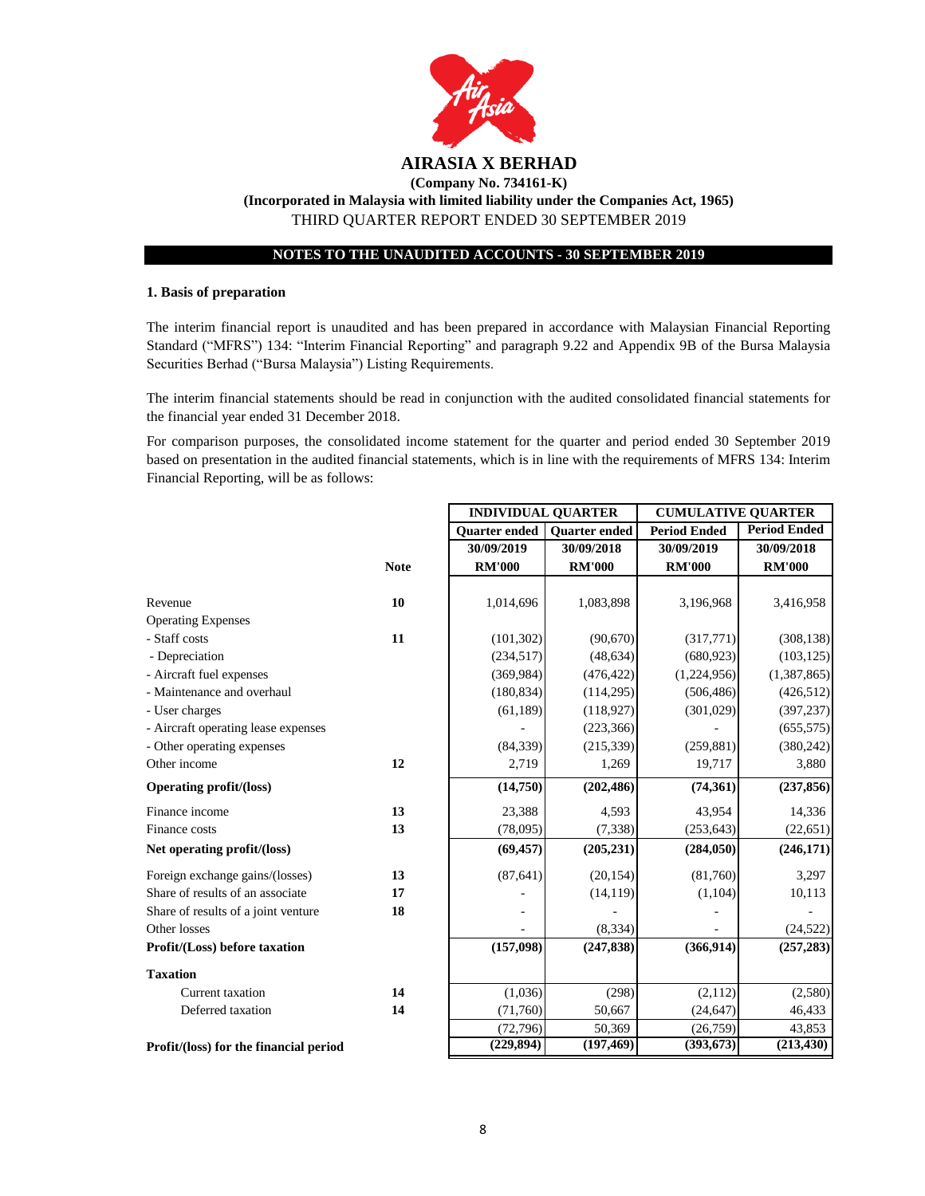**AIRASIA X BERHAD**

**(Company No. 734161-K)**

**(Incorporated in Malaysia with limited liability under the Companies Act, 1965)**

THIRD QUARTER REPORT ENDED 30 SEPTEMBER 2019

**NOTES TO THE UNAUDITED ACCOUNTS - 30 SEPTEMBER 2019**

### 1. Basis of preparation

The interim financial report is unaudited and has been prepared in accordance with Malaysian Financial Reporting Standard ("MFRS") 134: "Interim Financial Reporting" and paragraph 9.22 and Appendix 9B of the Bursa Malaysia Securities Berhad ("Bursa Malaysia") Listing Requirements.

The interim financial statements should be read in conjunction with the audited consolidated financial statements for the financial year ended 31 December 2018.

For comparison purposes, the consolidated income statement for the quarter and period ended 30 September 2019 based on presentation in the audited financial statements, which is in line with the requirements of MFRS 134: Interim Financial Reporting, will be as follows:

| | | INDIVIDUAL QUARTER | | CUMULATIVE QUARTER | |
|---|---|---|---|---|---|
| | | Quarter ended | Quarter ended | Period Ended | Period Ended |
| | | 30/09/2019 | 30/09/2018 | 30/09/2019 | 30/09/2018 |
| | Note | RM'000 | RM'000 | RM'000 | RM'000 |
| Revenue | 10 | 1,014,696 | 1,083,898 | 3,196,968 | 3,416,958 |
| Operating Expenses | | | | | |
| - Staff costs | 11 | (101,302) | (90,670) | (317,771) | (308,138) |
| - Depreciation | | (234,517) | (48,634) | (680,923) | (103,125) |
| - Aircraft fuel expenses | | (369,984) | (476,422) | (1,224,956) | (1,387,865) |
| - Maintenance and overhaul | | (180,834) | (114,295) | (506,486) | (426,512) |
| - User charges | | (61,189) | (118,927) | (301,029) | (397,237) |
| - Aircraft operating lease expenses | | - | (223,366) | - | (655,575) |
| - Other operating expenses | | (84,339) | (215,339) | (259,881) | (380,242) |
| Other income | 12 | 2,719 | 1,269 | 19,717 | 3,880 |
| **Operating profit/(loss)** | | **(14,750)** | **(202,486)** | **(74,361)** | **(237,856)** |
| Finance income | 13 | 23,388 | 4,593 | 43,954 | 14,336 |
| Finance costs | 13 | (78,095) | (7,338) | (253,643) | (22,651) |
| **Net operating profit/(loss)** | | **(69,457)** | **(205,231)** | **(284,050)** | **(246,171)** |
| Foreign exchange gains/(losses) | 13 | (87,641) | (20,154) | (81,760) | 3,297 |
| Share of results of an associate | 17 | - | (14,119) | (1,104) | 10,113 |
| Share of results of a joint venture | 18 | - | - | - | - |
| Other losses | | - | (8,334) | - | (24,522) |
| **Profit/(Loss) before taxation** | | **(157,098)** | **(247,838)** | **(366,914)** | **(257,283)** |
| **Taxation** | | | | | |
| Current taxation | 14 | (1,036) | (298) | (2,112) | (2,580) |
| Deferred taxation | 14 | (71,760) | 50,667 | (24,647) | 46,433 |
| | | (72,796) | 50,369 | (26,759) | 43,853 |
| **Profit/(loss) for the financial period** | | **(229,894)** | **(197,469)** | **(393,673)** | **(213,430)** |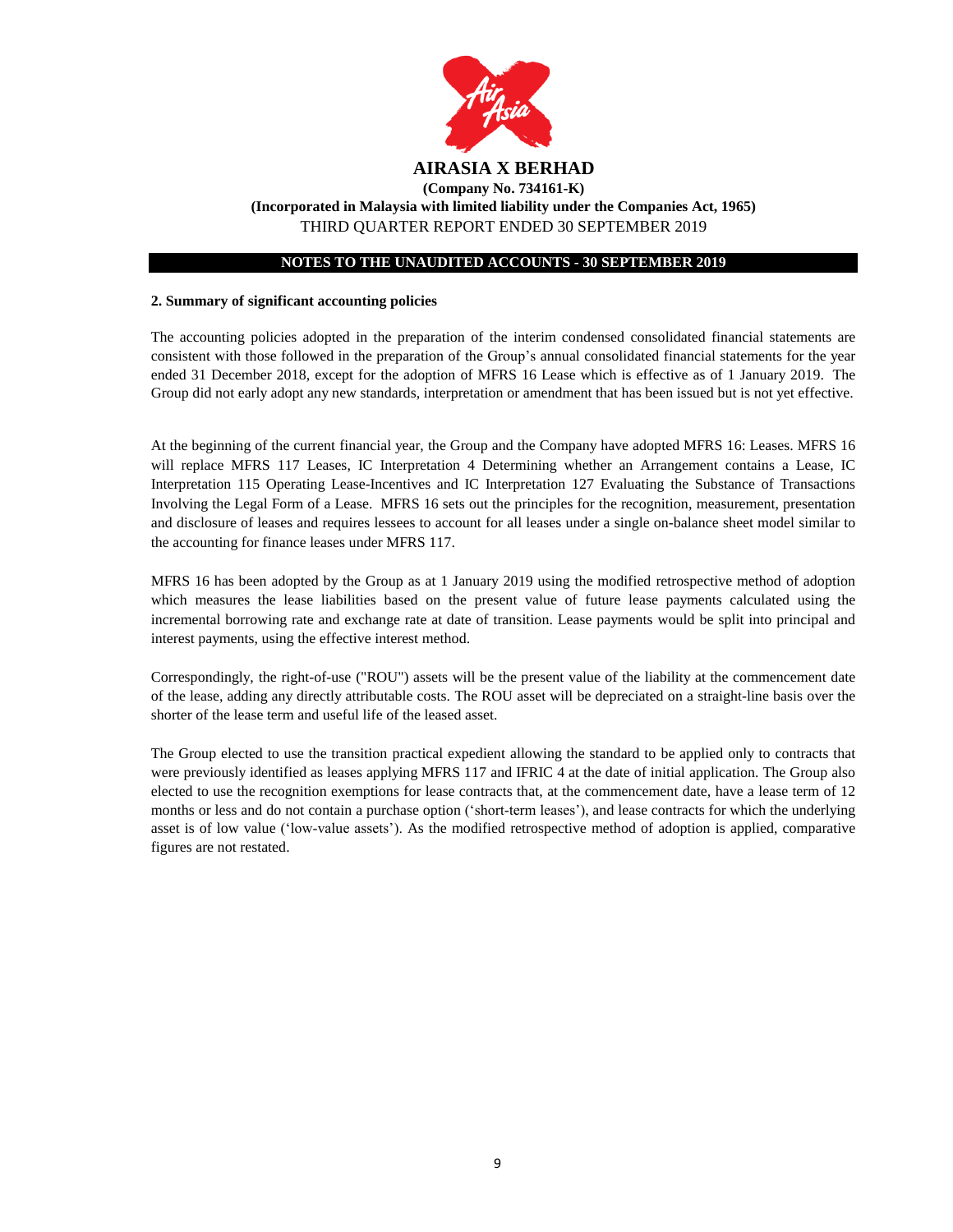## 2. Summary of significant accounting policies

The accounting policies adopted in the preparation of the interim condensed consolidated financial statements are consistent with those followed in the preparation of the Group's annual consolidated financial statements for the year ended 31 December 2018, except for the adoption of MFRS 16 Lease which is effective as of 1 January 2019. The Group did not early adopt any new standards, interpretation or amendment that has been issued but is not yet effective.

At the beginning of the current financial year, the Group and the Company have adopted MFRS 16: Leases. MFRS 16 will replace MFRS 117 Leases, IC Interpretation 4 Determining whether an Arrangement contains a Lease, IC Interpretation 115 Operating Lease-Incentives and IC Interpretation 127 Evaluating the Substance of Transactions Involving the Legal Form of a Lease. MFRS 16 sets out the principles for the recognition, measurement, presentation and disclosure of leases and requires lessees to account for all leases under a single on-balance sheet model similar to the accounting for finance leases under MFRS 117.

MFRS 16 has been adopted by the Group as at 1 January 2019 using the modified retrospective method of adoption which measures the lease liabilities based on the present value of future lease payments calculated using the incremental borrowing rate and exchange rate at date of transition. Lease payments would be split into principal and interest payments, using the effective interest method.

Correspondingly, the right-of-use ("ROU") assets will be the present value of the liability at the commencement date of the lease, adding any directly attributable costs. The ROU asset will be depreciated on a straight-line basis over the shorter of the lease term and useful life of the leased asset.

The Group elected to use the transition practical expedient allowing the standard to be applied only to contracts that were previously identified as leases applying MFRS 117 and IFRIC 4 at the date of initial application. The Group also elected to use the recognition exemptions for lease contracts that, at the commencement date, have a lease term of 12 months or less and do not contain a purchase option ('short-term leases'), and lease contracts for which the underlying asset is of low value ('low-value assets'). As the modified retrospective method of adoption is applied, comparative figures are not restated.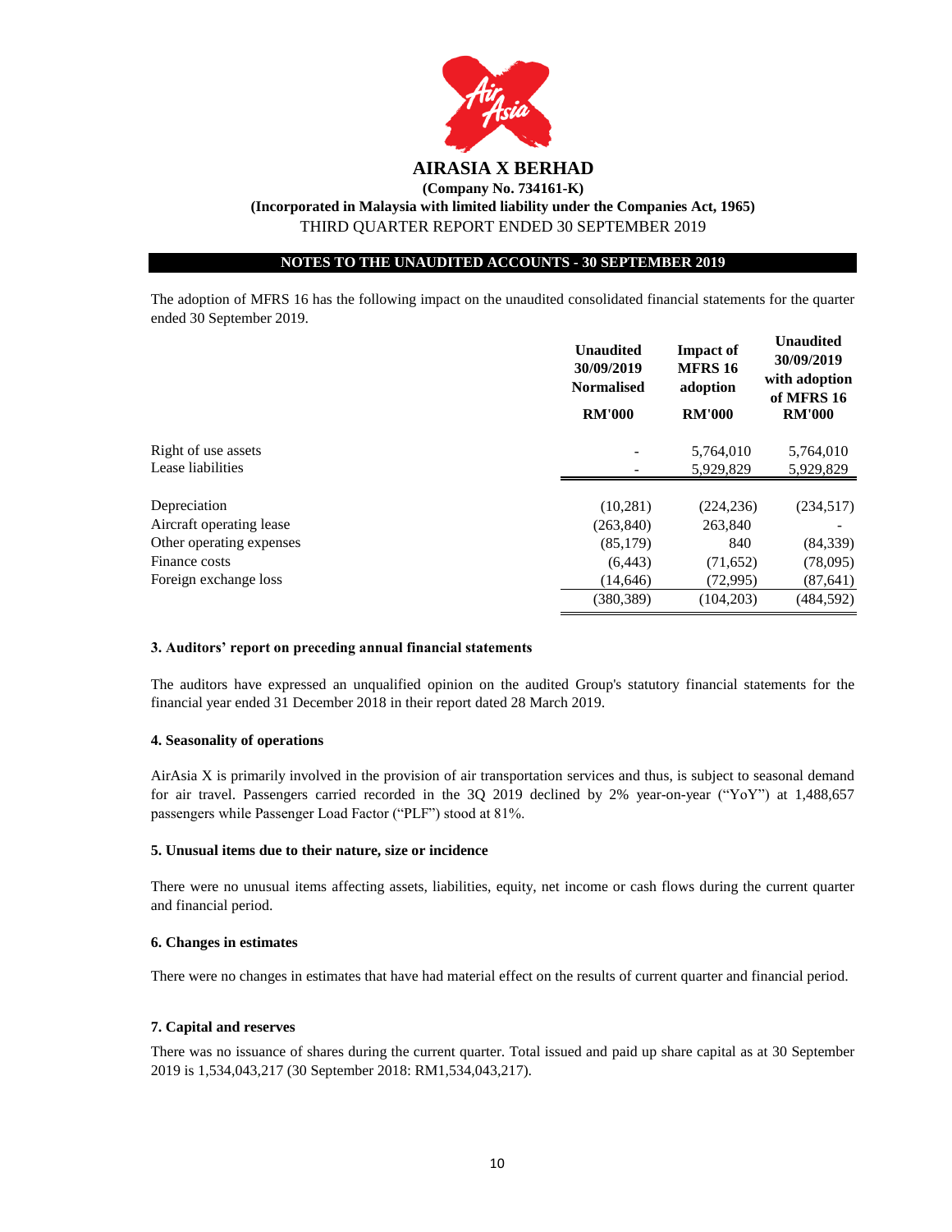# AIRASIA X BERHAD

**(Company No. 734161-K)**

**(Incorporated in Malaysia with limited liability under the Companies Act, 1965)**

THIRD QUARTER REPORT ENDED 30 SEPTEMBER 2019

**NOTES TO THE UNAUDITED ACCOUNTS - 30 SEPTEMBER 2019**

The adoption of MFRS 16 has the following impact on the unaudited consolidated financial statements for the quarter ended 30 September 2019.

| | Unaudited 30/09/2019 Normalised | Impact of MFRS 16 adoption | Unaudited 30/09/2019 with adoption of MFRS 16 |
|---|---|---|---|
| | RM'000 | RM'000 | RM'000 |
| Right of use assets | - | 5,764,010 | 5,764,010 |
| Lease liabilities | - | 5,929,829 | 5,929,829 |
| Depreciation | (10,281) | (224,236) | (234,517) |
| Aircraft operating lease | (263,840) | 263,840 | - |
| Other operating expenses | (85,179) | 840 | (84,339) |
| Finance costs | (6,443) | (71,652) | (78,095) |
| Foreign exchange loss | (14,646) | (72,995) | (87,641) |
| | (380,389) | (104,203) | (484,592) |

### 3. Auditors' report on preceding annual financial statements

The auditors have expressed an unqualified opinion on the audited Group's statutory financial statements for the financial year ended 31 December 2018 in their report dated 28 March 2019.

### 4. Seasonality of operations

AirAsia X is primarily involved in the provision of air transportation services and thus, is subject to seasonal demand for air travel. Passengers carried recorded in the 3Q 2019 declined by 2% year-on-year ("YoY") at 1,488,657 passengers while Passenger Load Factor ("PLF") stood at 81%.

### 5. Unusual items due to their nature, size or incidence

There were no unusual items affecting assets, liabilities, equity, net income or cash flows during the current quarter and financial period.

### 6. Changes in estimates

There were no changes in estimates that have had material effect on the results of current quarter and financial period.

### 7. Capital and reserves

There was no issuance of shares during the current quarter. Total issued and paid up share capital as at 30 September 2019 is 1,534,043,217 (30 September 2018: RM1,534,043,217).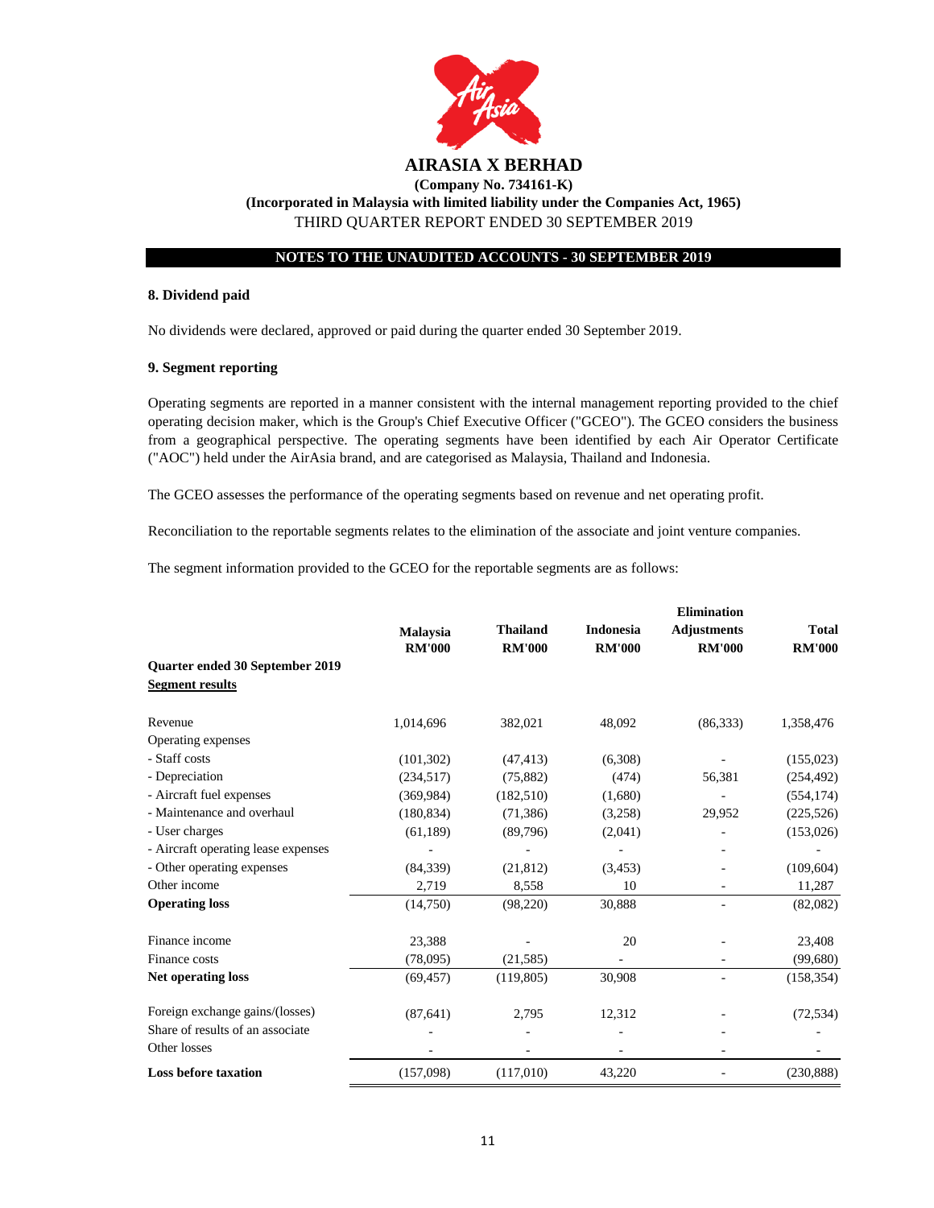**AIRASIA X BERHAD**

**(Company No. 734161-K)**

**(Incorporated in Malaysia with limited liability under the Companies Act, 1965)**

THIRD QUARTER REPORT ENDED 30 SEPTEMBER 2019

**NOTES TO THE UNAUDITED ACCOUNTS - 30 SEPTEMBER 2019**

### 8. Dividend paid

No dividends were declared, approved or paid during the quarter ended 30 September 2019.

### 9. Segment reporting

Operating segments are reported in a manner consistent with the internal management reporting provided to the chief operating decision maker, which is the Group's Chief Executive Officer ("GCEO"). The GCEO considers the business from a geographical perspective. The operating segments have been identified by each Air Operator Certificate ("AOC") held under the AirAsia brand, and are categorised as Malaysia, Thailand and Indonesia.

The GCEO assesses the performance of the operating segments based on revenue and net operating profit.

Reconciliation to the reportable segments relates to the elimination of the associate and joint venture companies.

The segment information provided to the GCEO for the reportable segments are as follows:

| | Malaysia RM'000 | Thailand RM'000 | Indonesia RM'000 | Elimination Adjustments RM'000 | Total RM'000 |
|---|---|---|---|---|---|
| **Quarter ended 30 September 2019** | | | | | |
| **Segment results** | | | | | |
| Revenue | 1,014,696 | 382,021 | 48,092 | (86,333) | 1,358,476 |
| Operating expenses | | | | | |
| - Staff costs | (101,302) | (47,413) | (6,308) | - | (155,023) |
| - Depreciation | (234,517) | (75,882) | (474) | 56,381 | (254,492) |
| - Aircraft fuel expenses | (369,984) | (182,510) | (1,680) | - | (554,174) |
| - Maintenance and overhaul | (180,834) | (71,386) | (3,258) | 29,952 | (225,526) |
| - User charges | (61,189) | (89,796) | (2,041) | - | (153,026) |
| - Aircraft operating lease expenses | - | - | - | - | - |
| - Other operating expenses | (84,339) | (21,812) | (3,453) | - | (109,604) |
| Other income | 2,719 | 8,558 | 10 | - | 11,287 |
| **Operating loss** | (14,750) | (98,220) | 30,888 | - | (82,082) |
| Finance income | 23,388 | - | 20 | - | 23,408 |
| Finance costs | (78,095) | (21,585) | - | - | (99,680) |
| **Net operating loss** | (69,457) | (119,805) | 30,908 | - | (158,354) |
| Foreign exchange gains/(losses) | (87,641) | 2,795 | 12,312 | - | (72,534) |
| Share of results of an associate | - | - | - | - | - |
| Other losses | - | - | - | - | - |
| **Loss before taxation** | (157,098) | (117,010) | 43,220 | - | (230,888) |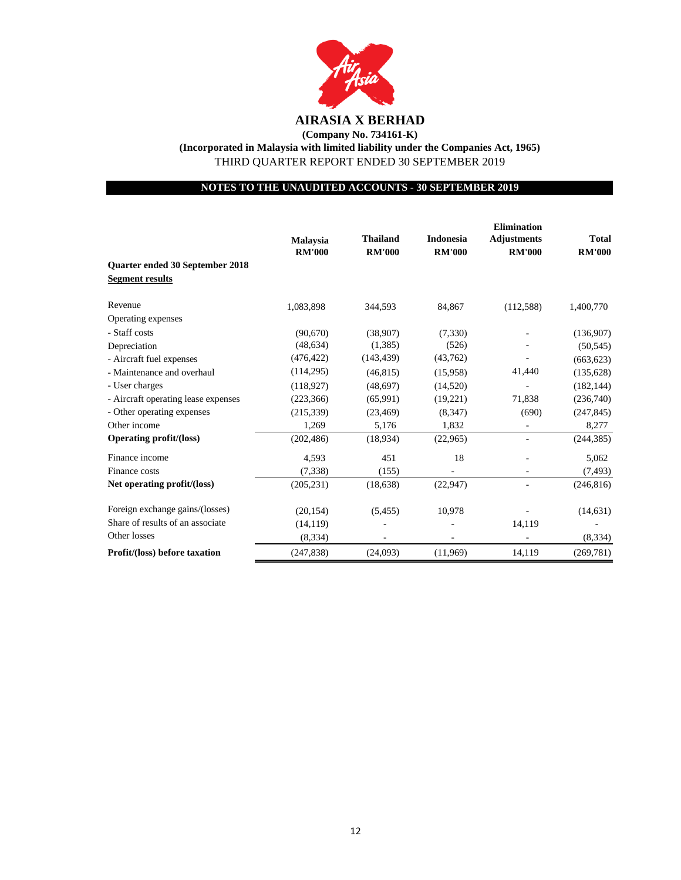**AIRASIA X BERHAD**

**(Company No. 734161-K)**

**(Incorporated in Malaysia with limited liability under the Companies Act, 1965)**

THIRD QUARTER REPORT ENDED 30 SEPTEMBER 2019

**NOTES TO THE UNAUDITED ACCOUNTS - 30 SEPTEMBER 2019**

| | Malaysia RM'000 | Thailand RM'000 | Indonesia RM'000 | Elimination Adjustments RM'000 | Total RM'000 |
|---|---|---|---|---|---|
| **Quarter ended 30 September 2018** | | | | | |
| **Segment results** | | | | | |
| Revenue | 1,083,898 | 344,593 | 84,867 | (112,588) | 1,400,770 |
| Operating expenses | | | | | |
| - Staff costs | (90,670) | (38,907) | (7,330) | - | (136,907) |
| Depreciation | (48,634) | (1,385) | (526) | - | (50,545) |
| - Aircraft fuel expenses | (476,422) | (143,439) | (43,762) | - | (663,623) |
| - Maintenance and overhaul | (114,295) | (46,815) | (15,958) | 41,440 | (135,628) |
| - User charges | (118,927) | (48,697) | (14,520) | - | (182,144) |
| - Aircraft operating lease expenses | (223,366) | (65,991) | (19,221) | 71,838 | (236,740) |
| - Other operating expenses | (215,339) | (23,469) | (8,347) | (690) | (247,845) |
| Other income | 1,269 | 5,176 | 1,832 | - | 8,277 |
| **Operating profit/(loss)** | (202,486) | (18,934) | (22,965) | - | (244,385) |
| Finance income | 4,593 | 451 | 18 | - | 5,062 |
| Finance costs | (7,338) | (155) | - | - | (7,493) |
| **Net operating profit/(loss)** | (205,231) | (18,638) | (22,947) | - | (246,816) |
| Foreign exchange gains/(losses) | (20,154) | (5,455) | 10,978 | - | (14,631) |
| Share of results of an associate | (14,119) | - | - | 14,119 | - |
| Other losses | (8,334) | - | - | - | (8,334) |
| **Profit/(loss) before taxation** | (247,838) | (24,093) | (11,969) | 14,119 | (269,781) |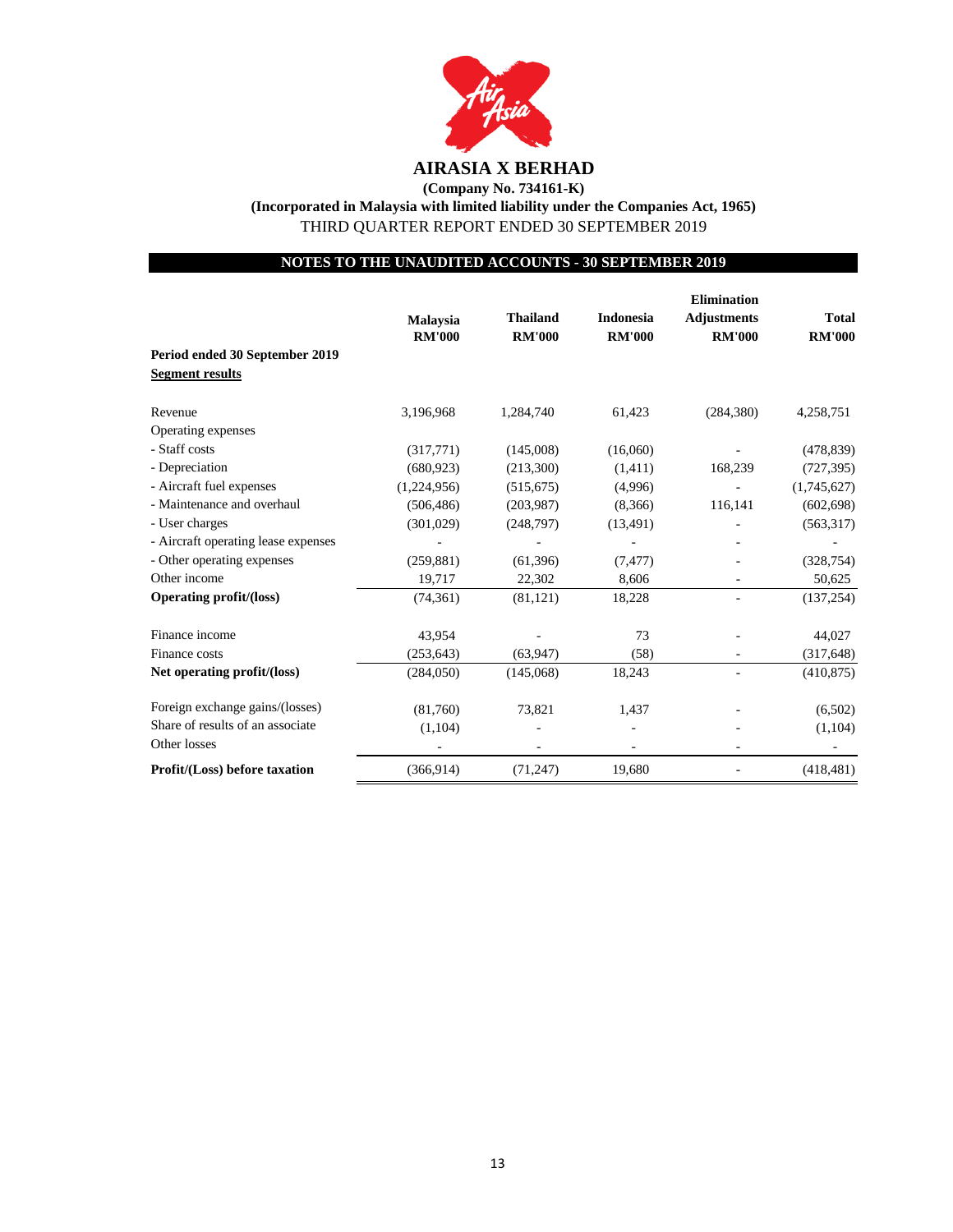# AIRASIA X BERHAD

**(Company No. 734161-K)**

**(Incorporated in Malaysia with limited liability under the Companies Act, 1965)**

THIRD QUARTER REPORT ENDED 30 SEPTEMBER 2019

**NOTES TO THE UNAUDITED ACCOUNTS - 30 SEPTEMBER 2019**

| | Malaysia RM'000 | Thailand RM'000 | Indonesia RM'000 | Elimination Adjustments RM'000 | Total RM'000 |
|---|---|---|---|---|---|
| **Period ended 30 September 2019** | | | | | |
| **Segment results** | | | | | |
| Revenue | 3,196,968 | 1,284,740 | 61,423 | (284,380) | 4,258,751 |
| Operating expenses | | | | | |
| - Staff costs | (317,771) | (145,008) | (16,060) | - | (478,839) |
| - Depreciation | (680,923) | (213,300) | (1,411) | 168,239 | (727,395) |
| - Aircraft fuel expenses | (1,224,956) | (515,675) | (4,996) | - | (1,745,627) |
| - Maintenance and overhaul | (506,486) | (203,987) | (8,366) | 116,141 | (602,698) |
| - User charges | (301,029) | (248,797) | (13,491) | - | (563,317) |
| - Aircraft operating lease expenses | - | - | - | - | - |
| - Other operating expenses | (259,881) | (61,396) | (7,477) | - | (328,754) |
| Other income | 19,717 | 22,302 | 8,606 | - | 50,625 |
| **Operating profit/(loss)** | (74,361) | (81,121) | 18,228 | - | (137,254) |
| Finance income | 43,954 | - | 73 | - | 44,027 |
| Finance costs | (253,643) | (63,947) | (58) | - | (317,648) |
| **Net operating profit/(loss)** | (284,050) | (145,068) | 18,243 | - | (410,875) |
| Foreign exchange gains/(losses) | (81,760) | 73,821 | 1,437 | - | (6,502) |
| Share of results of an associate | (1,104) | - | - | - | (1,104) |
| Other losses | - | - | - | - | - |
| **Profit/(Loss) before taxation** | (366,914) | (71,247) | 19,680 | - | (418,481) |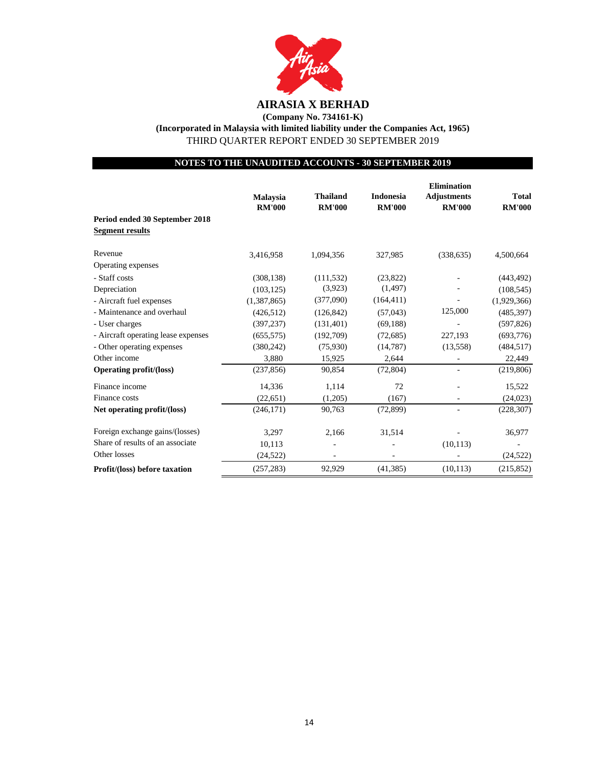# AIRASIA X BERHAD

**(Company No. 734161-K)**

**(Incorporated in Malaysia with limited liability under the Companies Act, 1965)**

THIRD QUARTER REPORT ENDED 30 SEPTEMBER 2019

**NOTES TO THE UNAUDITED ACCOUNTS - 30 SEPTEMBER 2019**

| | Malaysia RM'000 | Thailand RM'000 | Indonesia RM'000 | Elimination Adjustments RM'000 | Total RM'000 |
|---|---|---|---|---|---|
| **Period ended 30 September 2018** | | | | | |
| **Segment results** | | | | | |
| Revenue | 3,416,958 | 1,094,356 | 327,985 | (338,635) | 4,500,664 |
| Operating expenses | | | | | |
| - Staff costs | (308,138) | (111,532) | (23,822) | - | (443,492) |
| Depreciation | (103,125) | (3,923) | (1,497) | - | (108,545) |
| - Aircraft fuel expenses | (1,387,865) | (377,090) | (164,411) | - | (1,929,366) |
| - Maintenance and overhaul | (426,512) | (126,842) | (57,043) | 125,000 | (485,397) |
| - User charges | (397,237) | (131,401) | (69,188) | - | (597,826) |
| - Aircraft operating lease expenses | (655,575) | (192,709) | (72,685) | 227,193 | (693,776) |
| - Other operating expenses | (380,242) | (75,930) | (14,787) | (13,558) | (484,517) |
| Other income | 3,880 | 15,925 | 2,644 | - | 22,449 |
| **Operating profit/(loss)** | (237,856) | 90,854 | (72,804) | - | (219,806) |
| Finance income | 14,336 | 1,114 | 72 | - | 15,522 |
| Finance costs | (22,651) | (1,205) | (167) | - | (24,023) |
| **Net operating profit/(loss)** | (246,171) | 90,763 | (72,899) | - | (228,307) |
| Foreign exchange gains/(losses) | 3,297 | 2,166 | 31,514 | - | 36,977 |
| Share of results of an associate | 10,113 | - | - | (10,113) | - |
| Other losses | (24,522) | - | - | - | (24,522) |
| **Profit/(loss) before taxation** | (257,283) | 92,929 | (41,385) | (10,113) | (215,852) |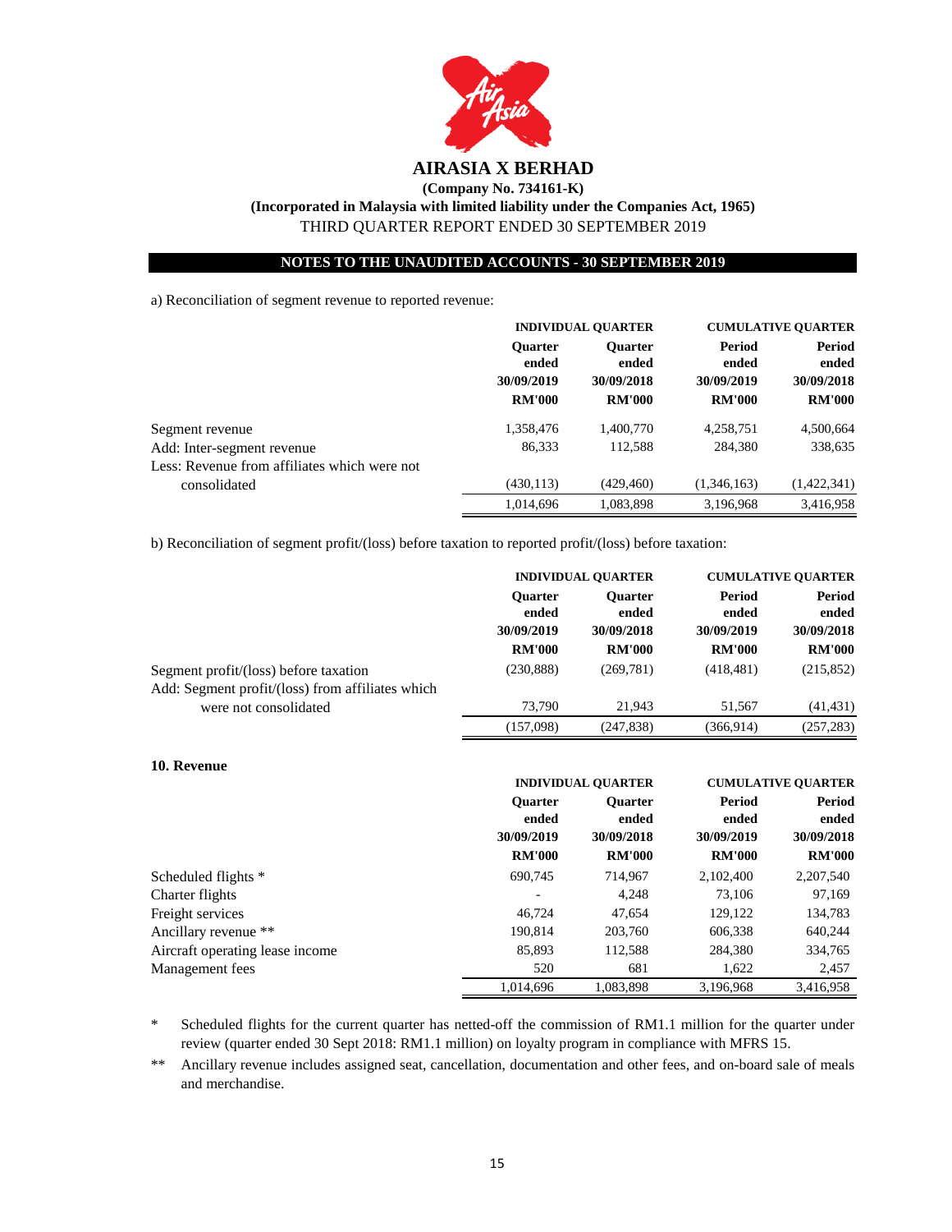# AIRASIA X BERHAD

**(Company No. 734161-K)**

**(Incorporated in Malaysia with limited liability under the Companies Act, 1965)**

THIRD QUARTER REPORT ENDED 30 SEPTEMBER 2019

**NOTES TO THE UNAUDITED ACCOUNTS - 30 SEPTEMBER 2019**

a) Reconciliation of segment revenue to reported revenue:

| | INDIVIDUAL QUARTER | | CUMULATIVE QUARTER | |
|---|---|---|---|---|
| | Quarter ended 30/09/2019 RM'000 | Quarter ended 30/09/2018 RM'000 | Period ended 30/09/2019 RM'000 | Period ended 30/09/2018 RM'000 |
| Segment revenue | 1,358,476 | 1,400,770 | 4,258,751 | 4,500,664 |
| Add: Inter-segment revenue | 86,333 | 112,588 | 284,380 | 338,635 |
| Less: Revenue from affiliates which were not consolidated | (430,113) | (429,460) | (1,346,163) | (1,422,341) |
| | 1,014,696 | 1,083,898 | 3,196,968 | 3,416,958 |

b) Reconciliation of segment profit/(loss) before taxation to reported profit/(loss) before taxation:

| | INDIVIDUAL QUARTER | | CUMULATIVE QUARTER | |
|---|---|---|---|---|
| | Quarter ended 30/09/2019 RM'000 | Quarter ended 30/09/2018 RM'000 | Period ended 30/09/2019 RM'000 | Period ended 30/09/2018 RM'000 |
| Segment profit/(loss) before taxation | (230,888) | (269,781) | (418,481) | (215,852) |
| Add: Segment profit/(loss) from affiliates which were not consolidated | 73,790 | 21,943 | 51,567 | (41,431) |
| | (157,098) | (247,838) | (366,914) | (257,283) |

**10. Revenue**

| | INDIVIDUAL QUARTER | | CUMULATIVE QUARTER | |
|---|---|---|---|---|
| | Quarter ended 30/09/2019 RM'000 | Quarter ended 30/09/2018 RM'000 | Period ended 30/09/2019 RM'000 | Period ended 30/09/2018 RM'000 |
| Scheduled flights * | 690,745 | 714,967 | 2,102,400 | 2,207,540 |
| Charter flights | - | 4,248 | 73,106 | 97,169 |
| Freight services | 46,724 | 47,654 | 129,122 | 134,783 |
| Ancillary revenue ** | 190,814 | 203,760 | 606,338 | 640,244 |
| Aircraft operating lease income | 85,893 | 112,588 | 284,380 | 334,765 |
| Management fees | 520 | 681 | 1,622 | 2,457 |
| | 1,014,696 | 1,083,898 | 3,196,968 | 3,416,958 |

\* Scheduled flights for the current quarter has netted-off the commission of RM1.1 million for the quarter under review (quarter ended 30 Sept 2018: RM1.1 million) on loyalty program in compliance with MFRS 15.

\*\* Ancillary revenue includes assigned seat, cancellation, documentation and other fees, and on-board sale of meals and merchandise.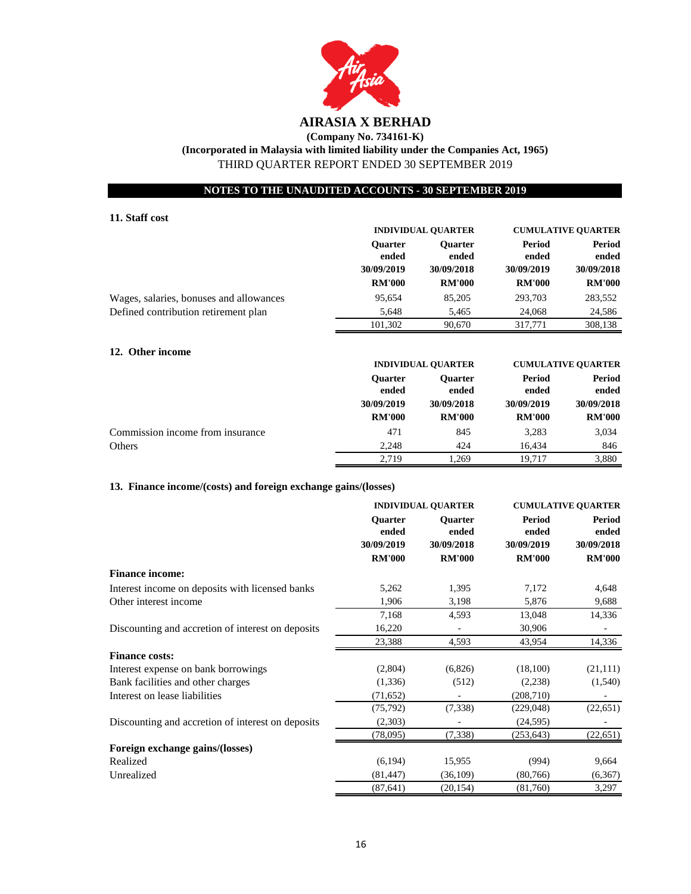# AIRASIA X BERHAD

**(Company No. 734161-K)**

**(Incorporated in Malaysia with limited liability under the Companies Act, 1965)**

THIRD QUARTER REPORT ENDED 30 SEPTEMBER 2019

**NOTES TO THE UNAUDITED ACCOUNTS - 30 SEPTEMBER 2019**

## 11. Staff cost

| | INDIVIDUAL QUARTER | | CUMULATIVE QUARTER | |
|---|---|---|---|---|
| | Quarter ended 30/09/2019 | Quarter ended 30/09/2018 | Period ended 30/09/2019 | Period ended 30/09/2018 |
| | RM'000 | RM'000 | RM'000 | RM'000 |
| Wages, salaries, bonuses and allowances | 95,654 | 85,205 | 293,703 | 283,552 |
| Defined contribution retirement plan | 5,648 | 5,465 | 24,068 | 24,586 |
| | 101,302 | 90,670 | 317,771 | 308,138 |

## 12. Other income

| | INDIVIDUAL QUARTER | | CUMULATIVE QUARTER | |
|---|---|---|---|---|
| | Quarter ended 30/09/2019 | Quarter ended 30/09/2018 | Period ended 30/09/2019 | Period ended 30/09/2018 |
| | RM'000 | RM'000 | RM'000 | RM'000 |
| Commission income from insurance | 471 | 845 | 3,283 | 3,034 |
| Others | 2,248 | 424 | 16,434 | 846 |
| | 2,719 | 1,269 | 19,717 | 3,880 |

## 13. Finance income/(costs) and foreign exchange gains/(losses)

| | INDIVIDUAL QUARTER | | CUMULATIVE QUARTER | |
|---|---|---|---|---|
| | Quarter ended 30/09/2019 | Quarter ended 30/09/2018 | Period ended 30/09/2019 | Period ended 30/09/2018 |
| | RM'000 | RM'000 | RM'000 | RM'000 |
| **Finance income:** | | | | |
| Interest income on deposits with licensed banks | 5,262 | 1,395 | 7,172 | 4,648 |
| Other interest income | 1,906 | 3,198 | 5,876 | 9,688 |
| | 7,168 | 4,593 | 13,048 | 14,336 |
| Discounting and accretion of interest on deposits | 16,220 | - | 30,906 | - |
| | 23,388 | 4,593 | 43,954 | 14,336 |
| **Finance costs:** | | | | |
| Interest expense on bank borrowings | (2,804) | (6,826) | (18,100) | (21,111) |
| Bank facilities and other charges | (1,336) | (512) | (2,238) | (1,540) |
| Interest on lease liabilities | (71,652) | - | (208,710) | - |
| | (75,792) | (7,338) | (229,048) | (22,651) |
| Discounting and accretion of interest on deposits | (2,303) | - | (24,595) | - |
| | (78,095) | (7,338) | (253,643) | (22,651) |
| **Foreign exchange gains/(losses)** | | | | |
| Realized | (6,194) | 15,955 | (994) | 9,664 |
| Unrealized | (81,447) | (36,109) | (80,766) | (6,367) |
| | (87,641) | (20,154) | (81,760) | 3,297 |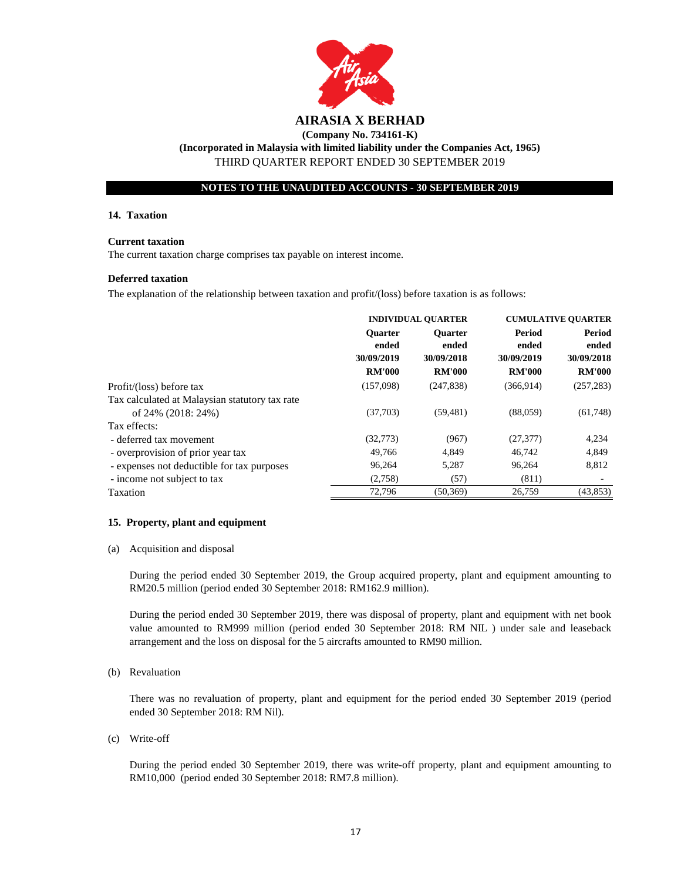# AIRASIA X BERHAD

**(Company No. 734161-K)**

**(Incorporated in Malaysia with limited liability under the Companies Act, 1965)**

THIRD QUARTER REPORT ENDED 30 SEPTEMBER 2019

**NOTES TO THE UNAUDITED ACCOUNTS - 30 SEPTEMBER 2019**

## 14. Taxation

**Current taxation**

The current taxation charge comprises tax payable on interest income.

**Deferred taxation**

The explanation of the relationship between taxation and profit/(loss) before taxation is as follows:

| | INDIVIDUAL QUARTER | | CUMULATIVE QUARTER | |
|---|---|---|---|---|
| | Quarter ended 30/09/2019 RM'000 | Quarter ended 30/09/2018 RM'000 | Period ended 30/09/2019 RM'000 | Period ended 30/09/2018 RM'000 |
| Profit/(loss) before tax | (157,098) | (247,838) | (366,914) | (257,283) |
| Tax calculated at Malaysian statutory tax rate of 24% (2018: 24%) | (37,703) | (59,481) | (88,059) | (61,748) |
| Tax effects: | | | | |
| - deferred tax movement | (32,773) | (967) | (27,377) | 4,234 |
| - overprovision of prior year tax | 49,766 | 4,849 | 46,742 | 4,849 |
| - expenses not deductible for tax purposes | 96,264 | 5,287 | 96,264 | 8,812 |
| - income not subject to tax | (2,758) | (57) | (811) | - |
| Taxation | 72,796 | (50,369) | 26,759 | (43,853) |

## 15. Property, plant and equipment

(a) Acquisition and disposal

During the period ended 30 September 2019, the Group acquired property, plant and equipment amounting to RM20.5 million (period ended 30 September 2018: RM162.9 million).

During the period ended 30 September 2019, there was disposal of property, plant and equipment with net book value amounted to RM999 million (period ended 30 September 2018: RM NIL ) under sale and leaseback arrangement and the loss on disposal for the 5 aircrafts amounted to RM90 million.

(b) Revaluation

There was no revaluation of property, plant and equipment for the period ended 30 September 2019 (period ended 30 September 2018: RM Nil).

(c) Write-off

During the period ended 30 September 2019, there was write-off property, plant and equipment amounting to RM10,000 (period ended 30 September 2018: RM7.8 million).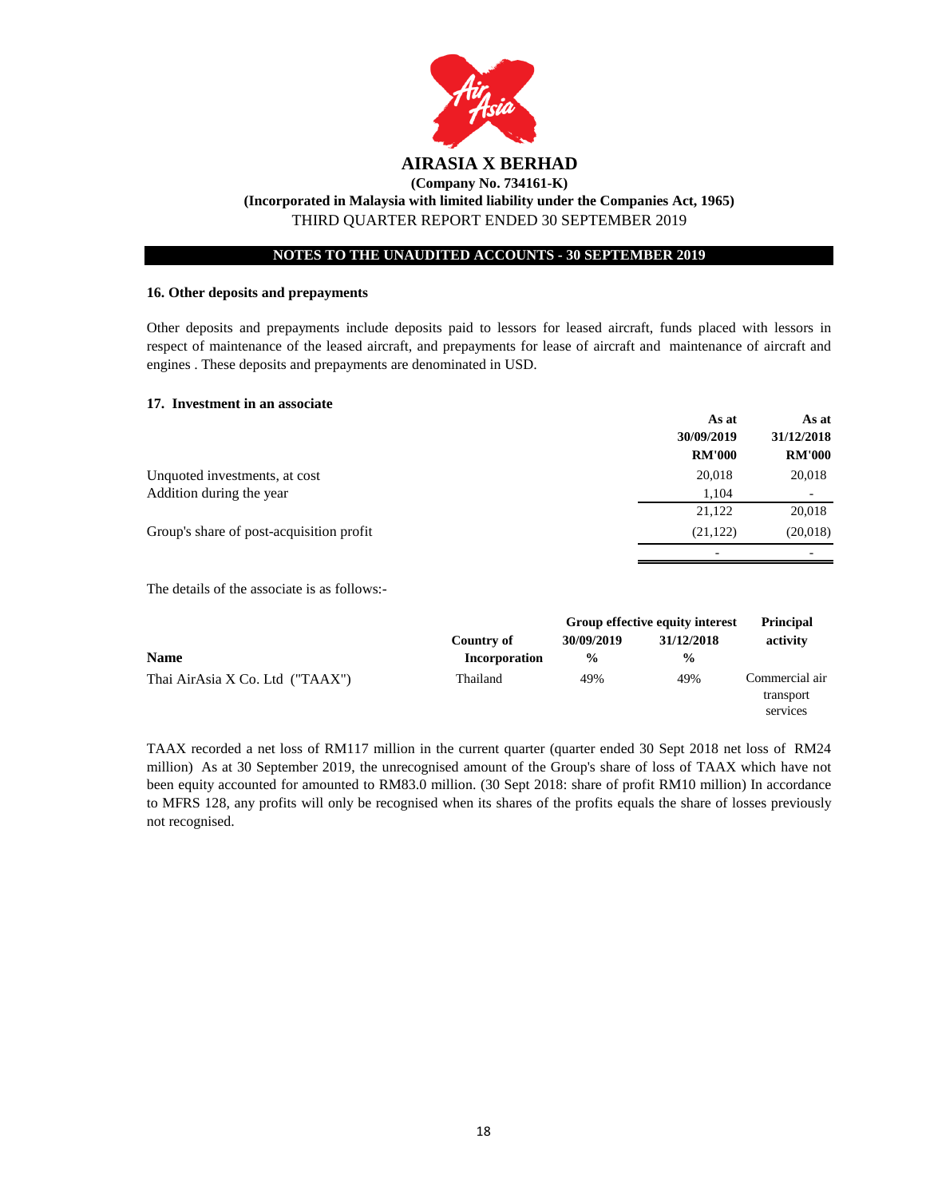# AIRASIA X BERHAD

**(Company No. 734161-K)**

**(Incorporated in Malaysia with limited liability under the Companies Act, 1965)**

THIRD QUARTER REPORT ENDED 30 SEPTEMBER 2019

**NOTES TO THE UNAUDITED ACCOUNTS - 30 SEPTEMBER 2019**

### 16. Other deposits and prepayments

Other deposits and prepayments include deposits paid to lessors for leased aircraft, funds placed with lessors in respect of maintenance of the leased aircraft, and prepayments for lease of aircraft and maintenance of aircraft and engines . These deposits and prepayments are denominated in USD.

### 17. Investment in an associate

| | As at 30/09/2019 RM'000 | As at 31/12/2018 RM'000 |
|---|---|---|
| Unquoted investments, at cost | 20,018 | 20,018 |
| Addition during the year | 1,104 | - |
| | 21,122 | 20,018 |
| Group's share of post-acquisition profit | (21,122) | (20,018) |
| | - | - |

The details of the associate is as follows:-

| Name | Country of Incorporation | Group effective equity interest 30/09/2019 % | Group effective equity interest 31/12/2018 % | Principal activity |
|---|---|---|---|---|
| Thai AirAsia X Co. Ltd ("TAAX") | Thailand | 49% | 49% | Commercial air transport services |

TAAX recorded a net loss of RM117 million in the current quarter (quarter ended 30 Sept 2018 net loss of RM24 million) As at 30 September 2019, the unrecognised amount of the Group's share of loss of TAAX which have not been equity accounted for amounted to RM83.0 million. (30 Sept 2018: share of profit RM10 million) In accordance to MFRS 128, any profits will only be recognised when its shares of the profits equals the share of losses previously not recognised.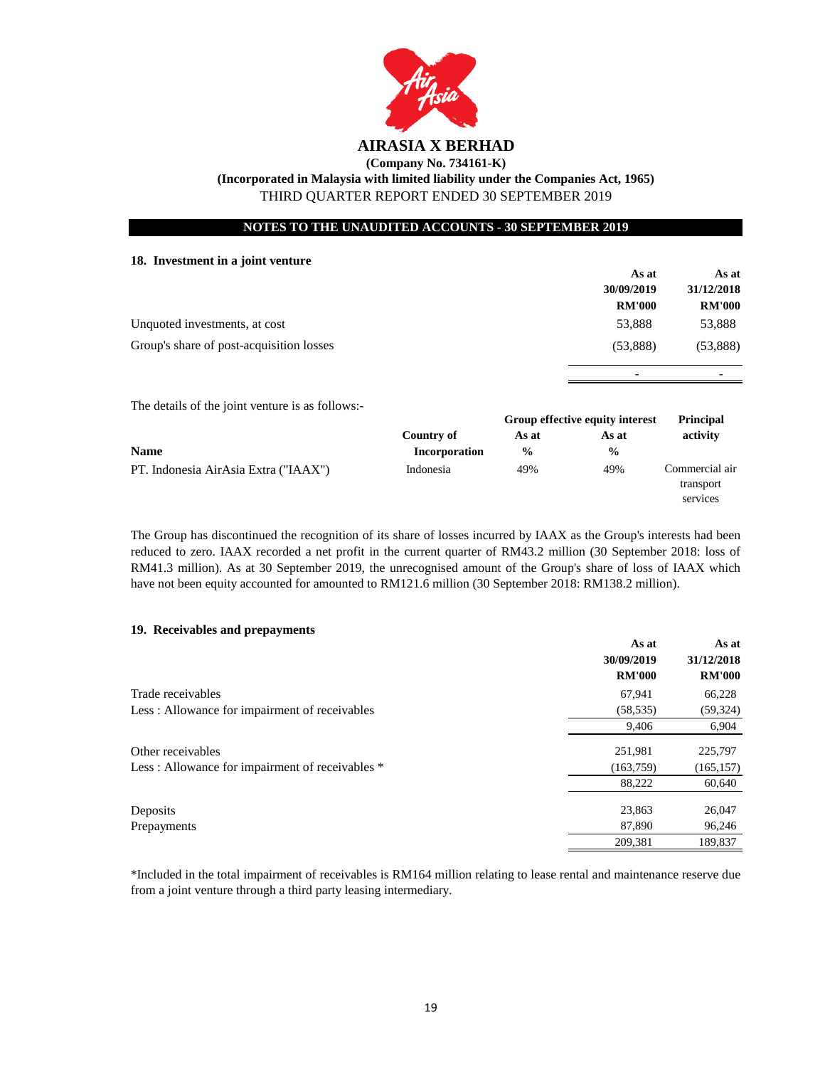**AIRASIA X BERHAD**

**(Company No. 734161-K)**

**(Incorporated in Malaysia with limited liability under the Companies Act, 1965)**

THIRD QUARTER REPORT ENDED 30 SEPTEMBER 2019

**NOTES TO THE UNAUDITED ACCOUNTS - 30 SEPTEMBER 2019**

## 18. Investment in a joint venture

| | As at 30/09/2019 RM'000 | As at 31/12/2018 RM'000 |
|---|---|---|
| Unquoted investments, at cost | 53,888 | 53,888 |
| Group's share of post-acquisition losses | (53,888) | (53,888) |
| | - | - |

The details of the joint venture is as follows:-

| Name | Country of Incorporation | Group effective equity interest As at % | Group effective equity interest As at % | Principal activity |
|---|---|---|---|---|
| PT. Indonesia AirAsia Extra ("IAAX") | Indonesia | 49% | 49% | Commercial air transport services |

The Group has discontinued the recognition of its share of losses incurred by IAAX as the Group's interests had been reduced to zero. IAAX recorded a net profit in the current quarter of RM43.2 million (30 September 2018: loss of RM41.3 million). As at 30 September 2019, the unrecognised amount of the Group's share of loss of IAAX which have not been equity accounted for amounted to RM121.6 million (30 September 2018: RM138.2 million).

## 19. Receivables and prepayments

| | As at 30/09/2019 RM'000 | As at 31/12/2018 RM'000 |
|---|---|---|
| Trade receivables | 67,941 | 66,228 |
| Less : Allowance for impairment of receivables | (58,535) | (59,324) |
| | 9,406 | 6,904 |
| Other receivables | 251,981 | 225,797 |
| Less : Allowance for impairment of receivables * | (163,759) | (165,157) |
| | 88,222 | 60,640 |
| Deposits | 23,863 | 26,047 |
| Prepayments | 87,890 | 96,246 |
| | 209,381 | 189,837 |

*Included in the total impairment of receivables is RM164 million relating to lease rental and maintenance reserve due from a joint venture through a third party leasing intermediary.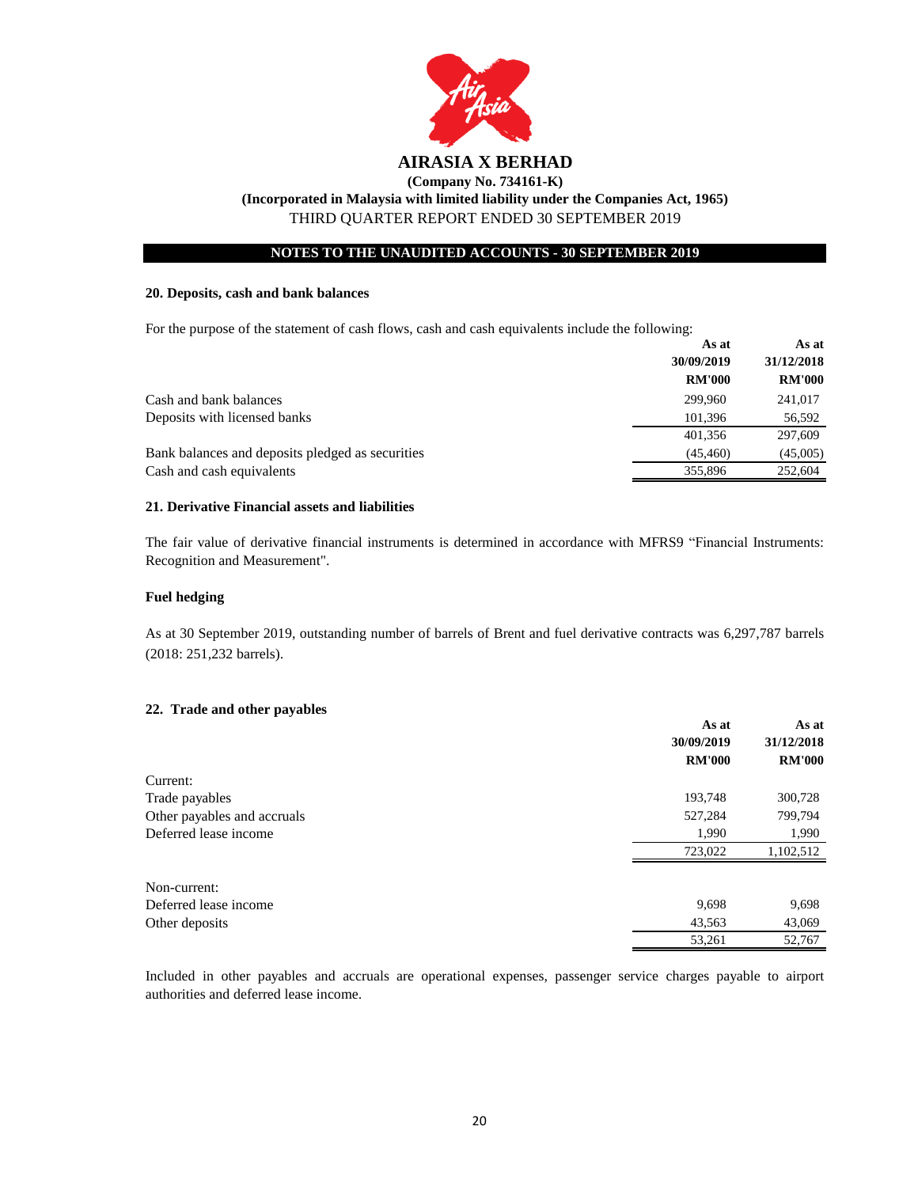**AIRASIA X BERHAD**

**(Company No. 734161-K)**

**(Incorporated in Malaysia with limited liability under the Companies Act, 1965)**

THIRD QUARTER REPORT ENDED 30 SEPTEMBER 2019

**NOTES TO THE UNAUDITED ACCOUNTS - 30 SEPTEMBER 2019**

### 20. Deposits, cash and bank balances

For the purpose of the statement of cash flows, cash and cash equivalents include the following:

| | As at 30/09/2019 RM'000 | As at 31/12/2018 RM'000 |
|---|---|---|
| Cash and bank balances | 299,960 | 241,017 |
| Deposits with licensed banks | 101,396 | 56,592 |
| | 401,356 | 297,609 |
| Bank balances and deposits pledged as securities | (45,460) | (45,005) |
| Cash and cash equivalents | 355,896 | 252,604 |

### 21. Derivative Financial assets and liabilities

The fair value of derivative financial instruments is determined in accordance with MFRS9 "Financial Instruments: Recognition and Measurement".

**Fuel hedging**

As at 30 September 2019, outstanding number of barrels of Brent and fuel derivative contracts was 6,297,787 barrels (2018: 251,232 barrels).

### 22. Trade and other payables

| | As at 30/09/2019 RM'000 | As at 31/12/2018 RM'000 |
|---|---|---|
| Current: | | |
| Trade payables | 193,748 | 300,728 |
| Other payables and accruals | 527,284 | 799,794 |
| Deferred lease income | 1,990 | 1,990 |
| | 723,022 | 1,102,512 |
| Non-current: | | |
| Deferred lease income | 9,698 | 9,698 |
| Other deposits | 43,563 | 43,069 |
| | 53,261 | 52,767 |

Included in other payables and accruals are operational expenses, passenger service charges payable to airport authorities and deferred lease income.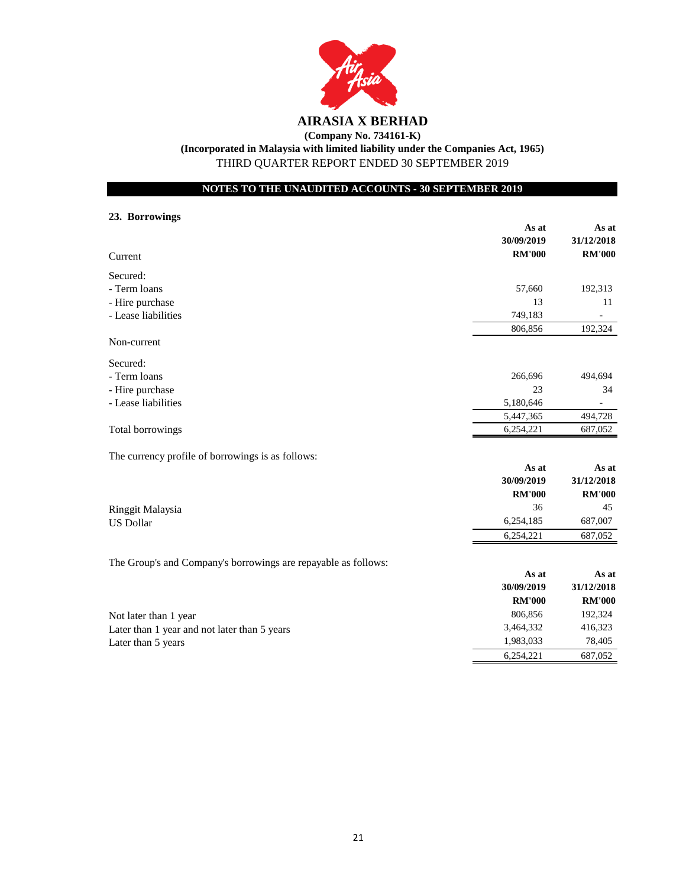**AIRASIA X BERHAD**

**(Company No. 734161-K)**

**(Incorporated in Malaysia with limited liability under the Companies Act, 1965)**

THIRD QUARTER REPORT ENDED 30 SEPTEMBER 2019

**NOTES TO THE UNAUDITED ACCOUNTS - 30 SEPTEMBER 2019**

**23. Borrowings**

| | As at 30/09/2019 RM'000 | As at 31/12/2018 RM'000 |
|---|---|---|
| Current | | |
| Secured: | | |
| - Term loans | 57,660 | 192,313 |
| - Hire purchase | 13 | 11 |
| - Lease liabilities | 749,183 | - |
| | 806,856 | 192,324 |
| Non-current | | |
| Secured: | | |
| - Term loans | 266,696 | 494,694 |
| - Hire purchase | 23 | 34 |
| - Lease liabilities | 5,180,646 | - |
| | 5,447,365 | 494,728 |
| Total borrowings | 6,254,221 | 687,052 |

The currency profile of borrowings is as follows:

| | As at 30/09/2019 RM'000 | As at 31/12/2018 RM'000 |
|---|---|---|
| Ringgit Malaysia | 36 | 45 |
| US Dollar | 6,254,185 | 687,007 |
| | 6,254,221 | 687,052 |

The Group's and Company's borrowings are repayable as follows:

| | As at 30/09/2019 RM'000 | As at 31/12/2018 RM'000 |
|---|---|---|
| Not later than 1 year | 806,856 | 192,324 |
| Later than 1 year and not later than 5 years | 3,464,332 | 416,323 |
| Later than 5 years | 1,983,033 | 78,405 |
| | 6,254,221 | 687,052 |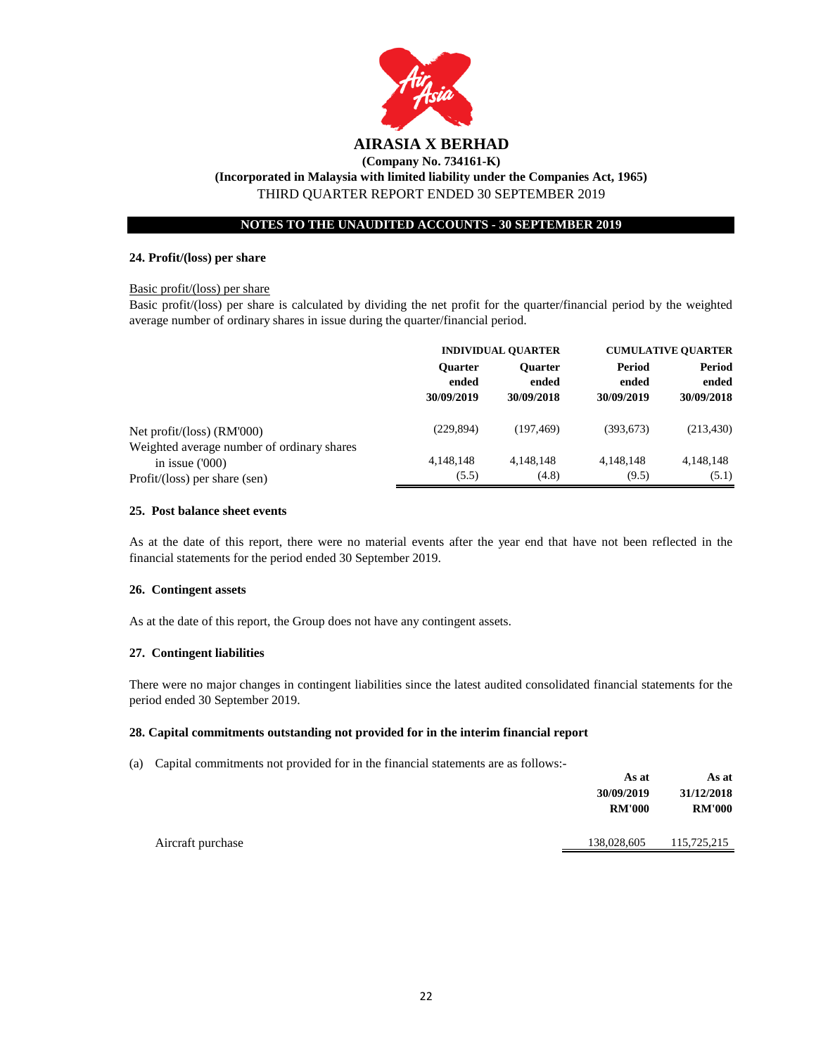**AIRASIA X BERHAD**

**(Company No. 734161-K)**

**(Incorporated in Malaysia with limited liability under the Companies Act, 1965)**

THIRD QUARTER REPORT ENDED 30 SEPTEMBER 2019

**NOTES TO THE UNAUDITED ACCOUNTS - 30 SEPTEMBER 2019**

**24. Profit/(loss) per share**

Basic profit/(loss) per share

Basic profit/(loss) per share is calculated by dividing the net profit for the quarter/financial period by the weighted average number of ordinary shares in issue during the quarter/financial period.

| | INDIVIDUAL QUARTER | | CUMULATIVE QUARTER | |
|---|---|---|---|---|
| | Quarter ended 30/09/2019 | Quarter ended 30/09/2018 | Period ended 30/09/2019 | Period ended 30/09/2018 |
| Net profit/(loss) (RM'000) | (229,894) | (197,469) | (393,673) | (213,430) |
| Weighted average number of ordinary shares in issue ('000) | 4,148,148 | 4,148,148 | 4,148,148 | 4,148,148 |
| Profit/(loss) per share (sen) | (5.5) | (4.8) | (9.5) | (5.1) |

**25. Post balance sheet events**

As at the date of this report, there were no material events after the year end that have not been reflected in the financial statements for the period ended 30 September 2019.

**26. Contingent assets**

As at the date of this report, the Group does not have any contingent assets.

**27. Contingent liabilities**

There were no major changes in contingent liabilities since the latest audited consolidated financial statements for the period ended 30 September 2019.

**28. Capital commitments outstanding not provided for in the interim financial report**

(a) Capital commitments not provided for in the financial statements are as follows:-

| | As at 30/09/2019 RM'000 | As at 31/12/2018 RM'000 |
|---|---|---|
| Aircraft purchase | 138,028,605 | 115,725,215 |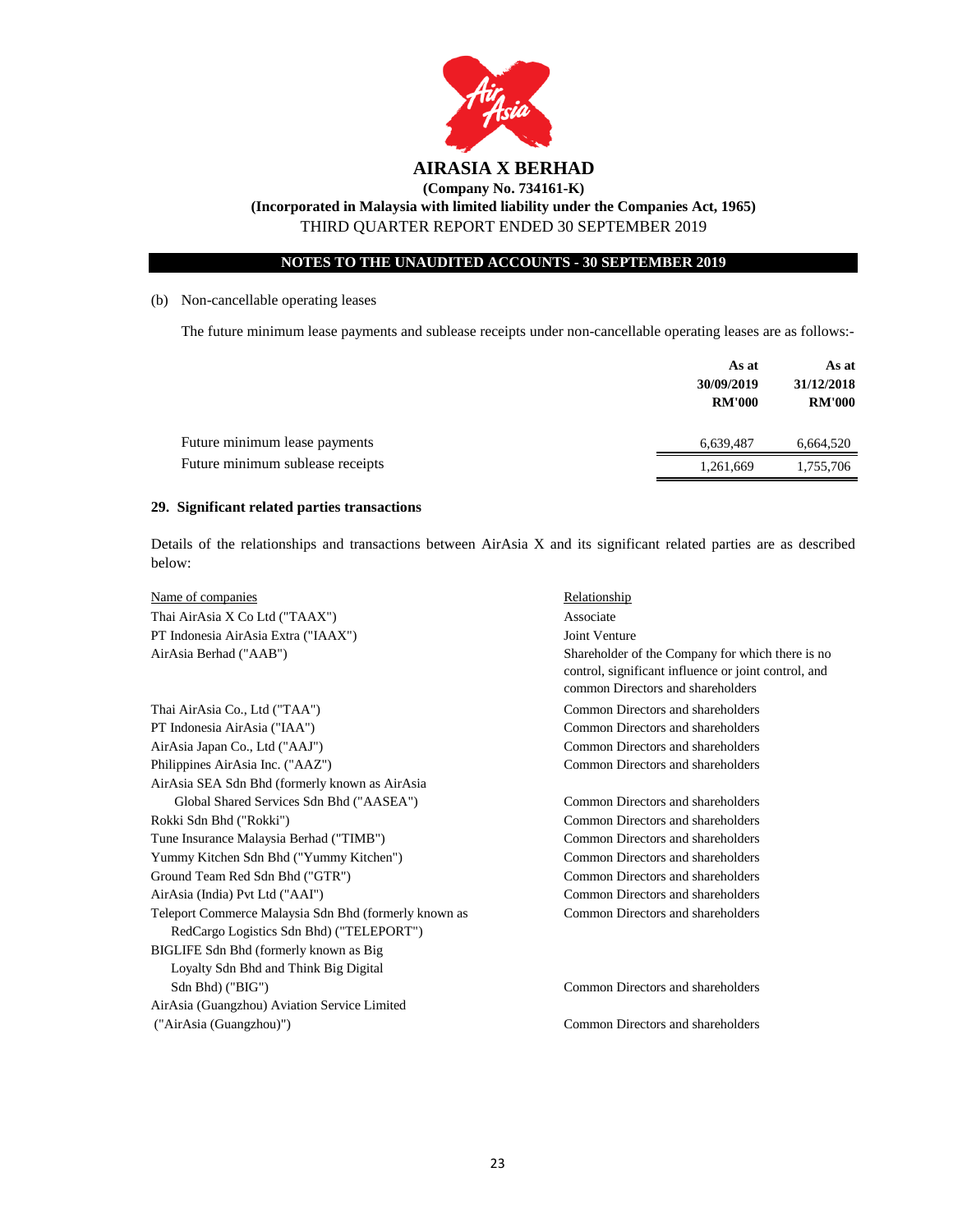# AIRASIA X BERHAD

**(Company No. 734161-K)**

**(Incorporated in Malaysia with limited liability under the Companies Act, 1965)**

THIRD QUARTER REPORT ENDED 30 SEPTEMBER 2019

**NOTES TO THE UNAUDITED ACCOUNTS - 30 SEPTEMBER 2019**

(b) Non-cancellable operating leases

The future minimum lease payments and sublease receipts under non-cancellable operating leases are as follows:-

| | As at 30/09/2019 RM'000 | As at 31/12/2018 RM'000 |
|---|---|---|
| Future minimum lease payments | 6,639,487 | 6,664,520 |
| Future minimum sublease receipts | 1,261,669 | 1,755,706 |

**29. Significant related parties transactions**

Details of the relationships and transactions between AirAsia X and its significant related parties are as described below:

| Name of companies | Relationship |
|---|---|
| Thai AirAsia X Co Ltd ("TAAX") | Associate |
| PT Indonesia AirAsia Extra ("IAAX") | Joint Venture |
| AirAsia Berhad ("AAB") | Shareholder of the Company for which there is no control, significant influence or joint control, and common Directors and shareholders |
| Thai AirAsia Co., Ltd ("TAA") | Common Directors and shareholders |
| PT Indonesia AirAsia ("IAA") | Common Directors and shareholders |
| AirAsia Japan Co., Ltd ("AAJ") | Common Directors and shareholders |
| Philippines AirAsia Inc. ("AAZ") | Common Directors and shareholders |
| AirAsia SEA Sdn Bhd (formerly known as AirAsia Global Shared Services Sdn Bhd ("AASEA") | Common Directors and shareholders |
| Rokki Sdn Bhd ("Rokki") | Common Directors and shareholders |
| Tune Insurance Malaysia Berhad ("TIMB") | Common Directors and shareholders |
| Yummy Kitchen Sdn Bhd ("Yummy Kitchen") | Common Directors and shareholders |
| Ground Team Red Sdn Bhd ("GTR") | Common Directors and shareholders |
| AirAsia (India) Pvt Ltd ("AAI") | Common Directors and shareholders |
| Teleport Commerce Malaysia Sdn Bhd (formerly known as RedCargo Logistics Sdn Bhd) ("TELEPORT") | Common Directors and shareholders |
| BIGLIFE Sdn Bhd (formerly known as Big Loyalty Sdn Bhd and Think Big Digital Sdn Bhd) ("BIG") | Common Directors and shareholders |
| AirAsia (Guangzhou) Aviation Service Limited ("AirAsia (Guangzhou)") | Common Directors and shareholders |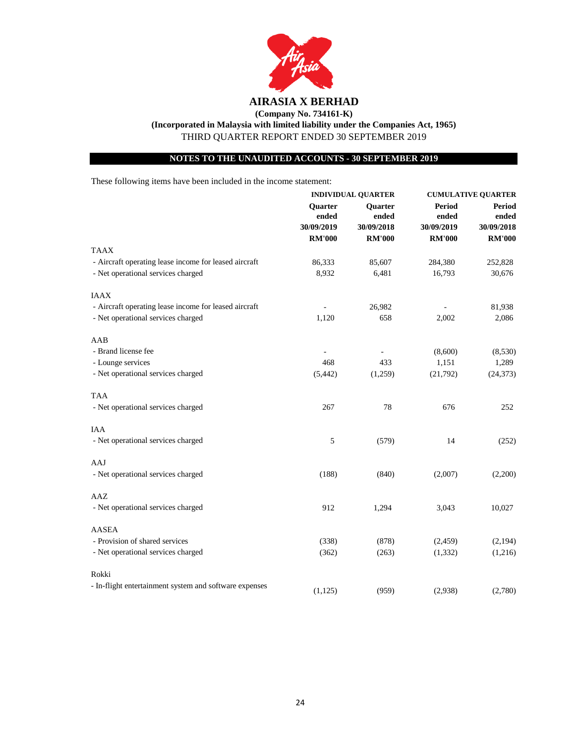# AIRASIA X BERHAD

**(Company No. 734161-K)**

**(Incorporated in Malaysia with limited liability under the Companies Act, 1965)**

THIRD QUARTER REPORT ENDED 30 SEPTEMBER 2019

## NOTES TO THE UNAUDITED ACCOUNTS - 30 SEPTEMBER 2019

These following items have been included in the income statement:

| | INDIVIDUAL QUARTER | | CUMULATIVE QUARTER | |
|---|---|---|---|---|
| | **Quarter ended 30/09/2019 RM'000** | **Quarter ended 30/09/2018 RM'000** | **Period ended 30/09/2019 RM'000** | **Period ended 30/09/2018 RM'000** |
| TAAX | | | | |
| - Aircraft operating lease income for leased aircraft | 86,333 | 85,607 | 284,380 | 252,828 |
| - Net operational services charged | 8,932 | 6,481 | 16,793 | 30,676 |
| IAAX | | | | |
| - Aircraft operating lease income for leased aircraft | - | 26,982 | - | 81,938 |
| - Net operational services charged | 1,120 | 658 | 2,002 | 2,086 |
| AAB | | | | |
| - Brand license fee | - | - | (8,600) | (8,530) |
| - Lounge services | 468 | 433 | 1,151 | 1,289 |
| - Net operational services charged | (5,442) | (1,259) | (21,792) | (24,373) |
| TAA | | | | |
| - Net operational services charged | 267 | 78 | 676 | 252 |
| IAA | | | | |
| - Net operational services charged | 5 | (579) | 14 | (252) |
| AAJ | | | | |
| - Net operational services charged | (188) | (840) | (2,007) | (2,200) |
| AAZ | | | | |
| - Net operational services charged | 912 | 1,294 | 3,043 | 10,027 |
| AASEA | | | | |
| - Provision of shared services | (338) | (878) | (2,459) | (2,194) |
| - Net operational services charged | (362) | (263) | (1,332) | (1,216) |
| Rokki | | | | |
| - In-flight entertainment system and software expenses | (1,125) | (959) | (2,938) | (2,780) |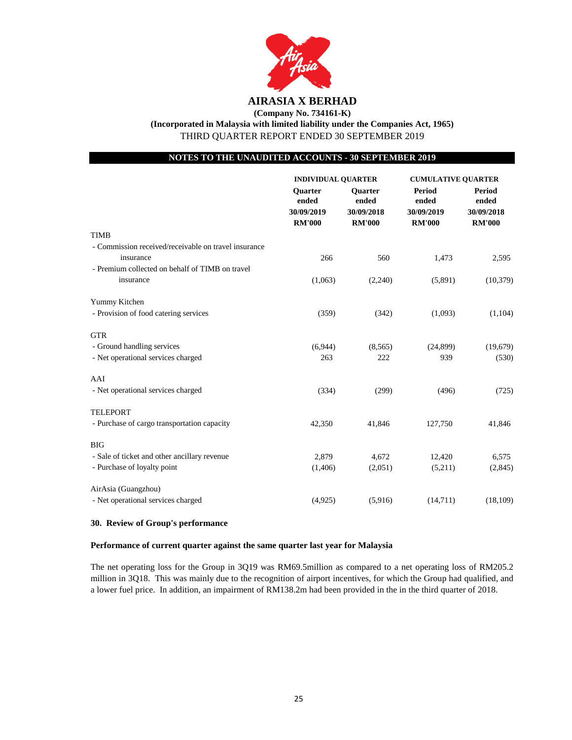**AIRASIA X BERHAD**

**(Company No. 734161-K)**

**(Incorporated in Malaysia with limited liability under the Companies Act, 1965)**

THIRD QUARTER REPORT ENDED 30 SEPTEMBER 2019

**NOTES TO THE UNAUDITED ACCOUNTS - 30 SEPTEMBER 2019**

| | INDIVIDUAL QUARTER | | CUMULATIVE QUARTER | |
|---|---|---|---|---|
| | Quarter ended 30/09/2019 RM'000 | Quarter ended 30/09/2018 RM'000 | Period ended 30/09/2019 RM'000 | Period ended 30/09/2018 RM'000 |
| TIMB | | | | |
| - Commission received/receivable on travel insurance insurance | 266 | 560 | 1,473 | 2,595 |
| - Premium collected on behalf of TIMB on travel insurance | (1,063) | (2,240) | (5,891) | (10,379) |
| Yummy Kitchen | | | | |
| - Provision of food catering services | (359) | (342) | (1,093) | (1,104) |
| GTR | | | | |
| - Ground handling services | (6,944) | (8,565) | (24,899) | (19,679) |
| - Net operational services charged | 263 | 222 | 939 | (530) |
| AAI | | | | |
| - Net operational services charged | (334) | (299) | (496) | (725) |
| TELEPORT | | | | |
| - Purchase of cargo transportation capacity | 42,350 | 41,846 | 127,750 | 41,846 |
| BIG | | | | |
| - Sale of ticket and other ancillary revenue | 2,879 | 4,672 | 12,420 | 6,575 |
| - Purchase of loyalty point | (1,406) | (2,051) | (5,211) | (2,845) |
| AirAsia (Guangzhou) | | | | |
| - Net operational services charged | (4,925) | (5,916) | (14,711) | (18,109) |

## 30. Review of Group's performance

**Performance of current quarter against the same quarter last year for Malaysia**

The net operating loss for the Group in 3Q19 was RM69.5million as compared to a net operating loss of RM205.2 million in 3Q18. This was mainly due to the recognition of airport incentives, for which the Group had qualified, and a lower fuel price. In addition, an impairment of RM138.2m had been provided in the in the third quarter of 2018.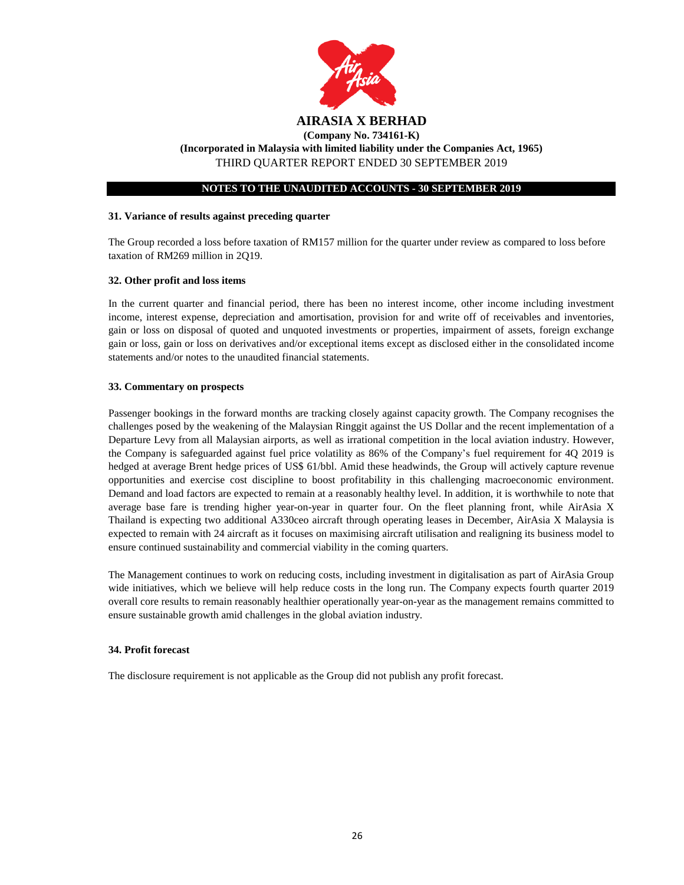**AIRASIA X BERHAD**

**(Company No. 734161-K)**

**(Incorporated in Malaysia with limited liability under the Companies Act, 1965)**

THIRD QUARTER REPORT ENDED 30 SEPTEMBER 2019

**NOTES TO THE UNAUDITED ACCOUNTS - 30 SEPTEMBER 2019**

**31. Variance of results against preceding quarter**

The Group recorded a loss before taxation of RM157 million for the quarter under review as compared to loss before taxation of RM269 million in 2Q19.

**32. Other profit and loss items**

In the current quarter and financial period, there has been no interest income, other income including investment income, interest expense, depreciation and amortisation, provision for and write off of receivables and inventories, gain or loss on disposal of quoted and unquoted investments or properties, impairment of assets, foreign exchange gain or loss, gain or loss on derivatives and/or exceptional items except as disclosed either in the consolidated income statements and/or notes to the unaudited financial statements.

**33. Commentary on prospects**

Passenger bookings in the forward months are tracking closely against capacity growth. The Company recognises the challenges posed by the weakening of the Malaysian Ringgit against the US Dollar and the recent implementation of a Departure Levy from all Malaysian airports, as well as irrational competition in the local aviation industry. However, the Company is safeguarded against fuel price volatility as 86% of the Company's fuel requirement for 4Q 2019 is hedged at average Brent hedge prices of US$ 61/bbl. Amid these headwinds, the Group will actively capture revenue opportunities and exercise cost discipline to boost profitability in this challenging macroeconomic environment. Demand and load factors are expected to remain at a reasonably healthy level. In addition, it is worthwhile to note that average base fare is trending higher year-on-year in quarter four. On the fleet planning front, while AirAsia X Thailand is expecting two additional A330ceo aircraft through operating leases in December, AirAsia X Malaysia is expected to remain with 24 aircraft as it focuses on maximising aircraft utilisation and realigning its business model to ensure continued sustainability and commercial viability in the coming quarters.

The Management continues to work on reducing costs, including investment in digitalisation as part of AirAsia Group wide initiatives, which we believe will help reduce costs in the long run. The Company expects fourth quarter 2019 overall core results to remain reasonably healthier operationally year-on-year as the management remains committed to ensure sustainable growth amid challenges in the global aviation industry.

**34. Profit forecast**

The disclosure requirement is not applicable as the Group did not publish any profit forecast.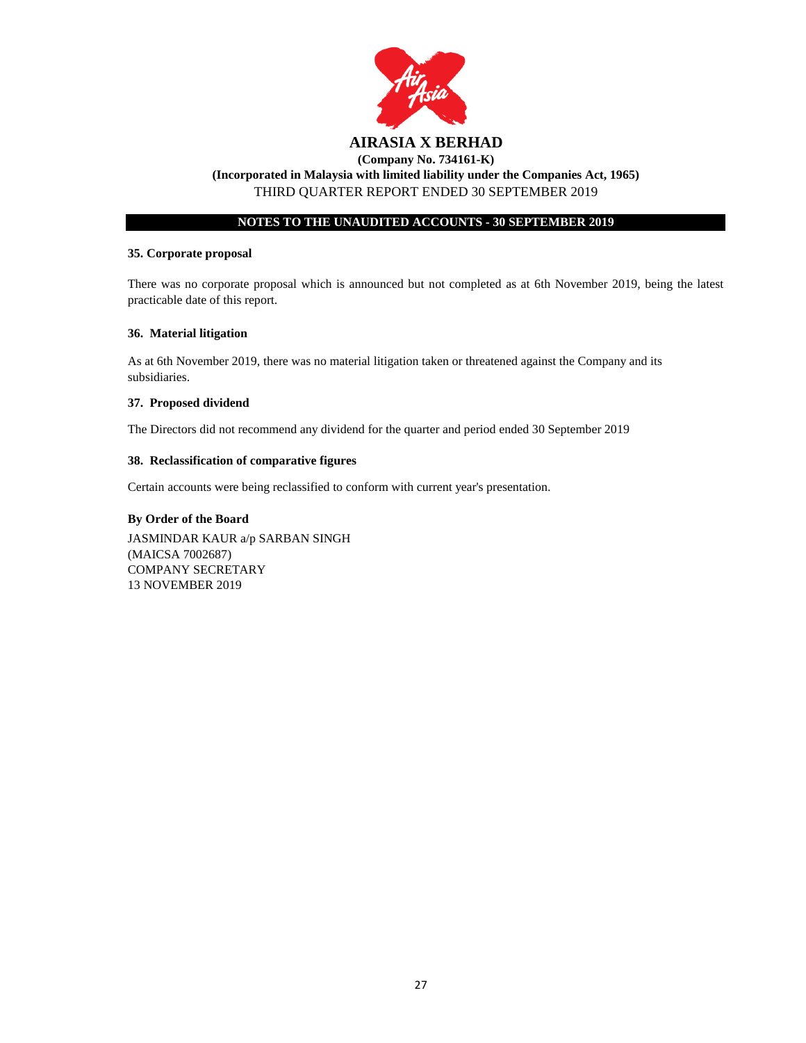# AIRASIA X BERHAD

**(Company No. 734161-K)**

**(Incorporated in Malaysia with limited liability under the Companies Act, 1965)**

THIRD QUARTER REPORT ENDED 30 SEPTEMBER 2019

**NOTES TO THE UNAUDITED ACCOUNTS - 30 SEPTEMBER 2019**

### 35. Corporate proposal

There was no corporate proposal which is announced but not completed as at 6th November 2019, being the latest practicable date of this report.

### 36. Material litigation

As at 6th November 2019, there was no material litigation taken or threatened against the Company and its subsidiaries.

### 37. Proposed dividend

The Directors did not recommend any dividend for the quarter and period ended 30 September 2019

### 38. Reclassification of comparative figures

Certain accounts were being reclassified to conform with current year's presentation.

**By Order of the Board**

JASMINDAR KAUR a/p SARBAN SINGH
(MAICSA 7002687)
COMPANY SECRETARY
13 NOVEMBER 2019